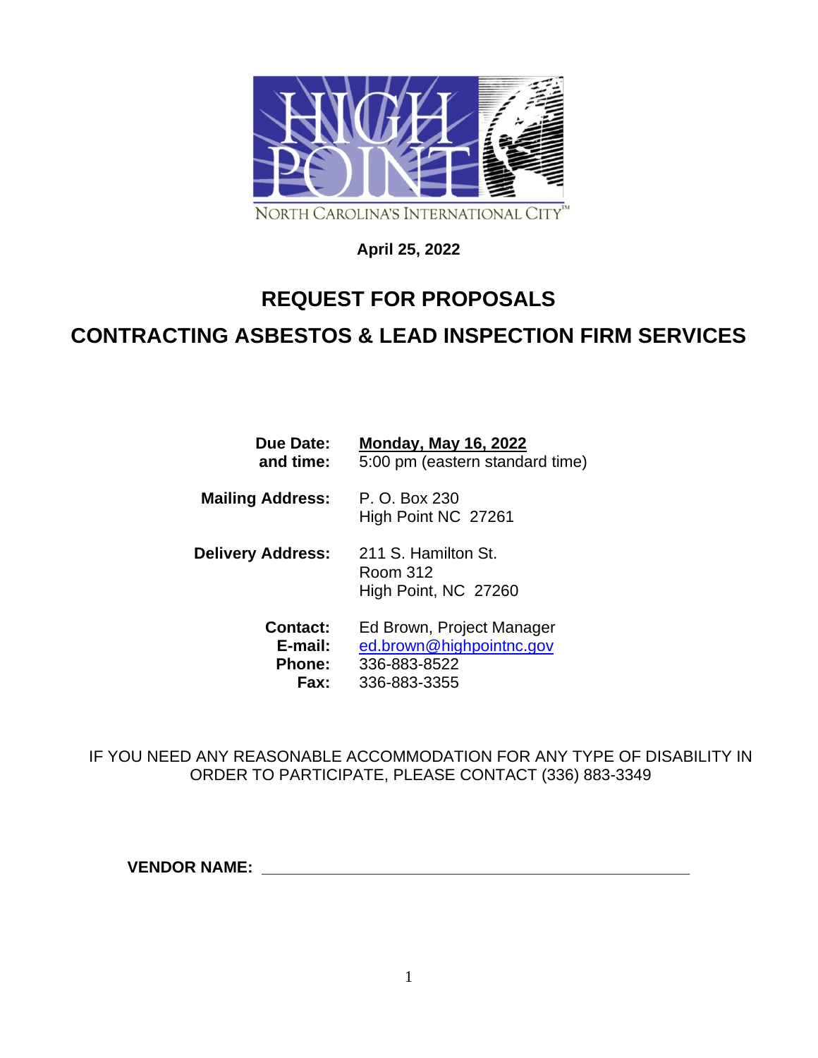HIGH POINT
NORTH CAROLINA'S INTERNATIONAL CITY™

**April 25, 2022**

# REQUEST FOR PROPOSALS

# CONTRACTING ASBESTOS & LEAD INSPECTION FIRM SERVICES

| | |
|---|---|
| **Due Date:** **and time:** | **Monday, May 16, 2022** 5:00 pm (eastern standard time) |
| **Mailing Address:** | P. O. Box 230 High Point NC 27261 |
| **Delivery Address:** | 211 S. Hamilton St. Room 312 High Point, NC 27260 |
| **Contact:** | Ed Brown, Project Manager |
| **E-mail:** | ed.brown@highpointnc.gov |
| **Phone:** | 336-883-8522 |
| **Fax:** | 336-883-3355 |

IF YOU NEED ANY REASONABLE ACCOMMODATION FOR ANY TYPE OF DISABILITY IN ORDER TO PARTICIPATE, PLEASE CONTACT (336) 883-3349

**VENDOR NAME:** ________________________________________________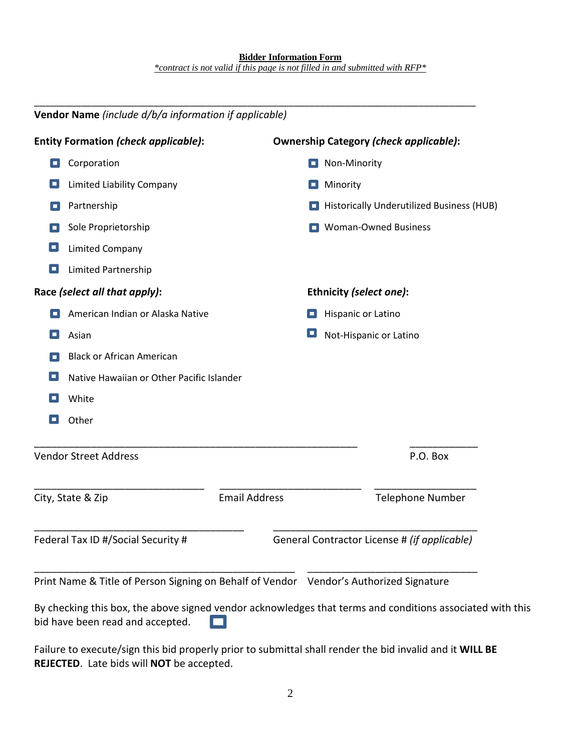**Bidder Information Form**

*\*contract is not valid if this page is not filled in and submitted with RFP\**

\_\_\_\_\_\_\_\_\_\_\_\_\_\_\_\_\_\_\_\_\_\_\_\_\_\_\_\_\_\_\_\_\_\_\_\_\_\_\_\_\_\_\_\_\_\_\_\_\_\_\_\_\_\_\_\_\_\_\_\_\_\_\_\_\_\_\_\_\_\_\_\_\_\_\_\_\_\_

**Vendor Name** *(include d/b/a information if applicable)*

**Entity Formation *(check applicable)*:**

- ☐ Corporation
- ☐ Limited Liability Company
- ☐ Partnership
- ☐ Sole Proprietorship
- ☐ Limited Company
- ☐ Limited Partnership

**Ownership Category *(check applicable)*:**

- ☐ Non-Minority
- ☐ Minority
- ☐ Historically Underutilized Business (HUB)
- ☐ Woman-Owned Business

**Race *(select all that apply)*:**

- ☐ American Indian or Alaska Native
- ☐ Asian
- ☐ Black or African American
- ☐ Native Hawaiian or Other Pacific Islander
- ☐ White
- ☐ Other

**Ethnicity *(select one)*:**

- ☐ Hispanic or Latino
- ☐ Not-Hispanic or Latino

\_\_\_\_\_\_\_\_\_\_\_\_\_\_\_\_\_\_\_\_\_\_\_\_\_\_\_\_\_\_\_\_\_\_\_\_\_\_\_\_\_\_\_\_\_\_\_\_\_\_\_\_\_\_ \_\_\_\_\_\_\_\_\_\_\_\_

Vendor Street Address | P.O. Box

\_\_\_\_\_\_\_\_\_\_\_\_\_\_\_\_\_\_\_\_\_\_\_\_\_\_\_ \_\_\_\_\_\_\_\_\_\_\_\_\_\_\_\_\_\_\_\_\_\_\_\_\_ \_\_\_\_\_\_\_\_\_\_\_\_\_\_\_\_\_\_

City, State & Zip | Email Address | Telephone Number

\_\_\_\_\_\_\_\_\_\_\_\_\_\_\_\_\_\_\_\_\_\_\_\_\_\_\_\_\_\_\_\_\_\_\_\_\_ \_\_\_\_\_\_\_\_\_\_\_\_\_\_\_\_\_\_\_\_\_\_\_\_\_\_\_\_\_\_\_\_\_\_\_\_\_

Federal Tax ID #/Social Security # | General Contractor License # *(if applicable)*

\_\_\_\_\_\_\_\_\_\_\_\_\_\_\_\_\_\_\_\_\_\_\_\_\_\_\_\_\_\_\_\_\_\_\_\_\_\_\_\_\_\_\_\_\_ \_\_\_\_\_\_\_\_\_\_\_\_\_\_\_\_\_\_\_\_\_\_\_\_\_\_\_\_\_\_

Print Name & Title of Person Signing on Behalf of Vendor | Vendor's Authorized Signature

By checking this box, the above signed vendor acknowledges that terms and conditions associated with this bid have been read and accepted. ☐

Failure to execute/sign this bid properly prior to submittal shall render the bid invalid and it **WILL BE REJECTED**. Late bids will **NOT** be accepted.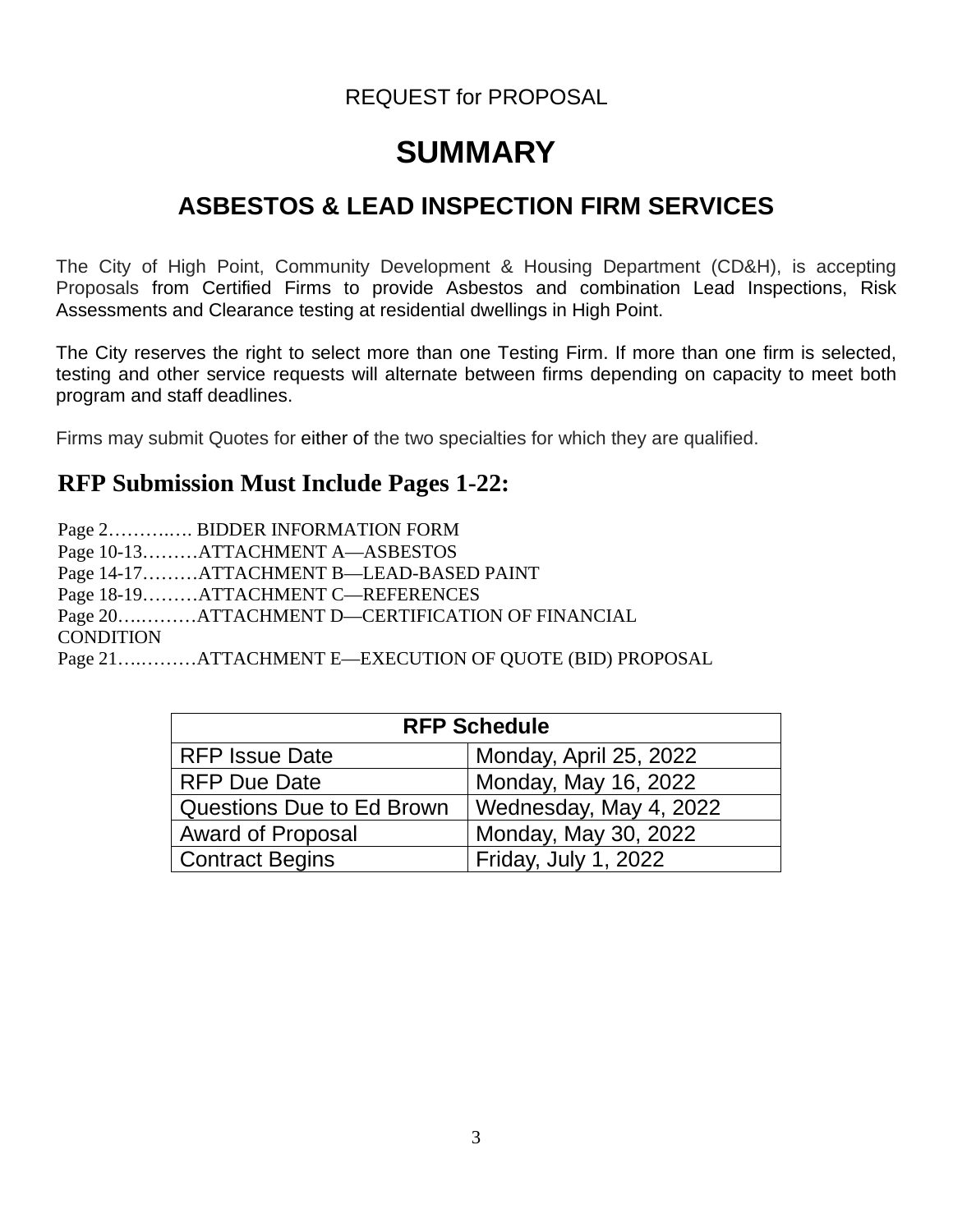REQUEST for PROPOSAL

# SUMMARY

## ASBESTOS & LEAD INSPECTION FIRM SERVICES

The City of High Point, Community Development & Housing Department (CD&H), is accepting Proposals from Certified Firms to provide Asbestos and combination Lead Inspections, Risk Assessments and Clearance testing at residential dwellings in High Point.

The City reserves the right to select more than one Testing Firm. If more than one firm is selected, testing and other service requests will alternate between firms depending on capacity to meet both program and staff deadlines.

Firms may submit Quotes for either of the two specialties for which they are qualified.

## RFP Submission Must Include Pages 1-22:

Page 2……….…. BIDDER INFORMATION FORM
Page 10-13………ATTACHMENT A—ASBESTOS
Page 14-17………ATTACHMENT B—LEAD-BASED PAINT
Page 18-19………ATTACHMENT C—REFERENCES
Page 20….………ATTACHMENT D—CERTIFICATION OF FINANCIAL CONDITION
Page 21….………ATTACHMENT E—EXECUTION OF QUOTE (BID) PROPOSAL

| RFP Schedule | |
|---|---|
| RFP Issue Date | Monday, April 25, 2022 |
| RFP Due Date | Monday, May 16, 2022 |
| Questions Due to Ed Brown | Wednesday, May 4, 2022 |
| Award of Proposal | Monday, May 30, 2022 |
| Contract Begins | Friday, July 1, 2022 |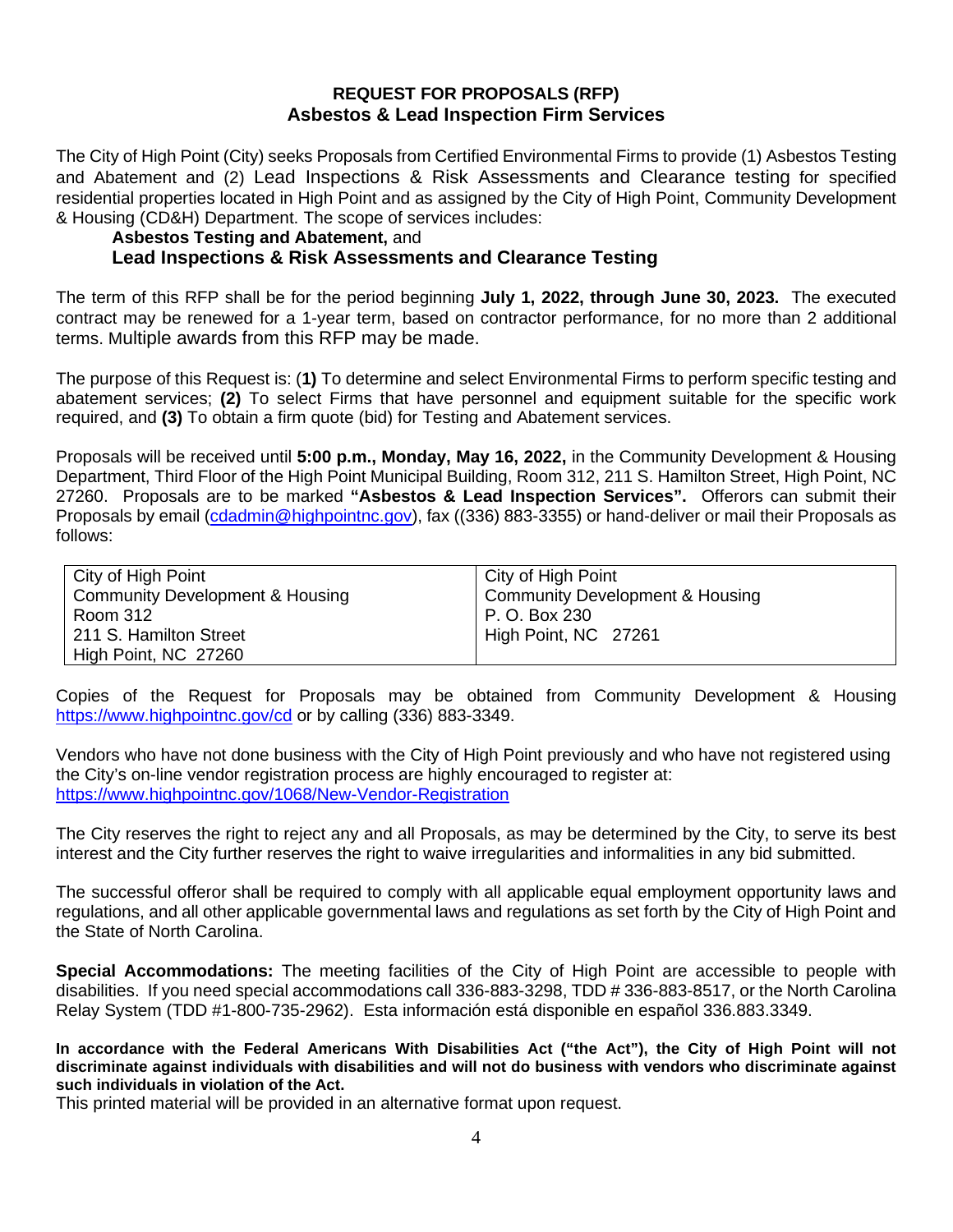## REQUEST FOR PROPOSALS (RFP)
## Asbestos & Lead Inspection Firm Services

The City of High Point (City) seeks Proposals from Certified Environmental Firms to provide (1) Asbestos Testing and Abatement and (2) Lead Inspections & Risk Assessments and Clearance testing for specified residential properties located in High Point and as assigned by the City of High Point, Community Development & Housing (CD&H) Department. The scope of services includes:

**Asbestos Testing and Abatement,** and
**Lead Inspections & Risk Assessments and Clearance Testing**

The term of this RFP shall be for the period beginning **July 1, 2022, through June 30, 2023.** The executed contract may be renewed for a 1-year term, based on contractor performance, for no more than 2 additional terms. Multiple awards from this RFP may be made.

The purpose of this Request is: (**1)** To determine and select Environmental Firms to perform specific testing and abatement services; **(2)** To select Firms that have personnel and equipment suitable for the specific work required, and **(3)** To obtain a firm quote (bid) for Testing and Abatement services.

Proposals will be received until **5:00 p.m., Monday, May 16, 2022,** in the Community Development & Housing Department, Third Floor of the High Point Municipal Building, Room 312, 211 S. Hamilton Street, High Point, NC 27260. Proposals are to be marked **"Asbestos & Lead Inspection Services".** Offerors can submit their Proposals by email (cdadmin@highpointnc.gov), fax ((336) 883-3355) or hand-deliver or mail their Proposals as follows:

| City of High Point<br>Community Development & Housing<br>Room 312<br>211 S. Hamilton Street<br>High Point, NC 27260 | City of High Point<br>Community Development & Housing<br>P. O. Box 230<br>High Point, NC 27261 |
|---|---|

Copies of the Request for Proposals may be obtained from Community Development & Housing https://www.highpointnc.gov/cd or by calling (336) 883-3349.

Vendors who have not done business with the City of High Point previously and who have not registered using the City's on-line vendor registration process are highly encouraged to register at: https://www.highpointnc.gov/1068/New-Vendor-Registration

The City reserves the right to reject any and all Proposals, as may be determined by the City, to serve its best interest and the City further reserves the right to waive irregularities and informalities in any bid submitted.

The successful offeror shall be required to comply with all applicable equal employment opportunity laws and regulations, and all other applicable governmental laws and regulations as set forth by the City of High Point and the State of North Carolina.

**Special Accommodations:** The meeting facilities of the City of High Point are accessible to people with disabilities. If you need special accommodations call 336-883-3298, TDD # 336-883-8517, or the North Carolina Relay System (TDD #1-800-735-2962). Esta información está disponible en español 336.883.3349.

**In accordance with the Federal Americans With Disabilities Act ("the Act"), the City of High Point will not discriminate against individuals with disabilities and will not do business with vendors who discriminate against such individuals in violation of the Act.**

This printed material will be provided in an alternative format upon request.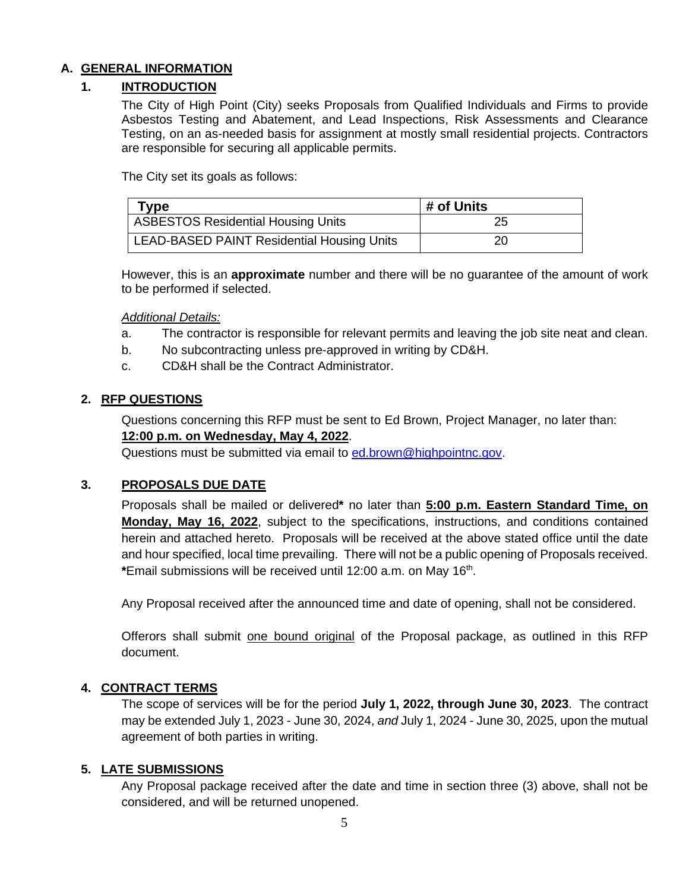## A. GENERAL INFORMATION

### 1. INTRODUCTION

The City of High Point (City) seeks Proposals from Qualified Individuals and Firms to provide Asbestos Testing and Abatement, and Lead Inspections, Risk Assessments and Clearance Testing, on an as-needed basis for assignment at mostly small residential projects. Contractors are responsible for securing all applicable permits.

The City set its goals as follows:

| Type | # of Units |
| --- | --- |
| ASBESTOS Residential Housing Units | 25 |
| LEAD-BASED PAINT Residential Housing Units | 20 |

However, this is an **approximate** number and there will be no guarantee of the amount of work to be performed if selected.

*Additional Details:*

a. The contractor is responsible for relevant permits and leaving the job site neat and clean.

b. No subcontracting unless pre-approved in writing by CD&H.

c. CD&H shall be the Contract Administrator.

### 2. RFP QUESTIONS

Questions concerning this RFP must be sent to Ed Brown, Project Manager, no later than: **12:00 p.m. on Wednesday, May 4, 2022**.

Questions must be submitted via email to ed.brown@highpointnc.gov.

### 3. PROPOSALS DUE DATE

Proposals shall be mailed or delivered* no later than **5:00 p.m. Eastern Standard Time, on Monday, May 16, 2022**, subject to the specifications, instructions, and conditions contained herein and attached hereto. Proposals will be received at the above stated office until the date and hour specified, local time prevailing. There will not be a public opening of Proposals received. ***Email submissions will be received until 12:00 a.m. on May 16th.**

Any Proposal received after the announced time and date of opening, shall not be considered.

Offerors shall submit one bound original of the Proposal package, as outlined in this RFP document.

### 4. CONTRACT TERMS

The scope of services will be for the period **July 1, 2022, through June 30, 2023**. The contract may be extended July 1, 2023 - June 30, 2024, *and* July 1, 2024 - June 30, 2025, upon the mutual agreement of both parties in writing.

### 5. LATE SUBMISSIONS

Any Proposal package received after the date and time in section three (3) above, shall not be considered, and will be returned unopened.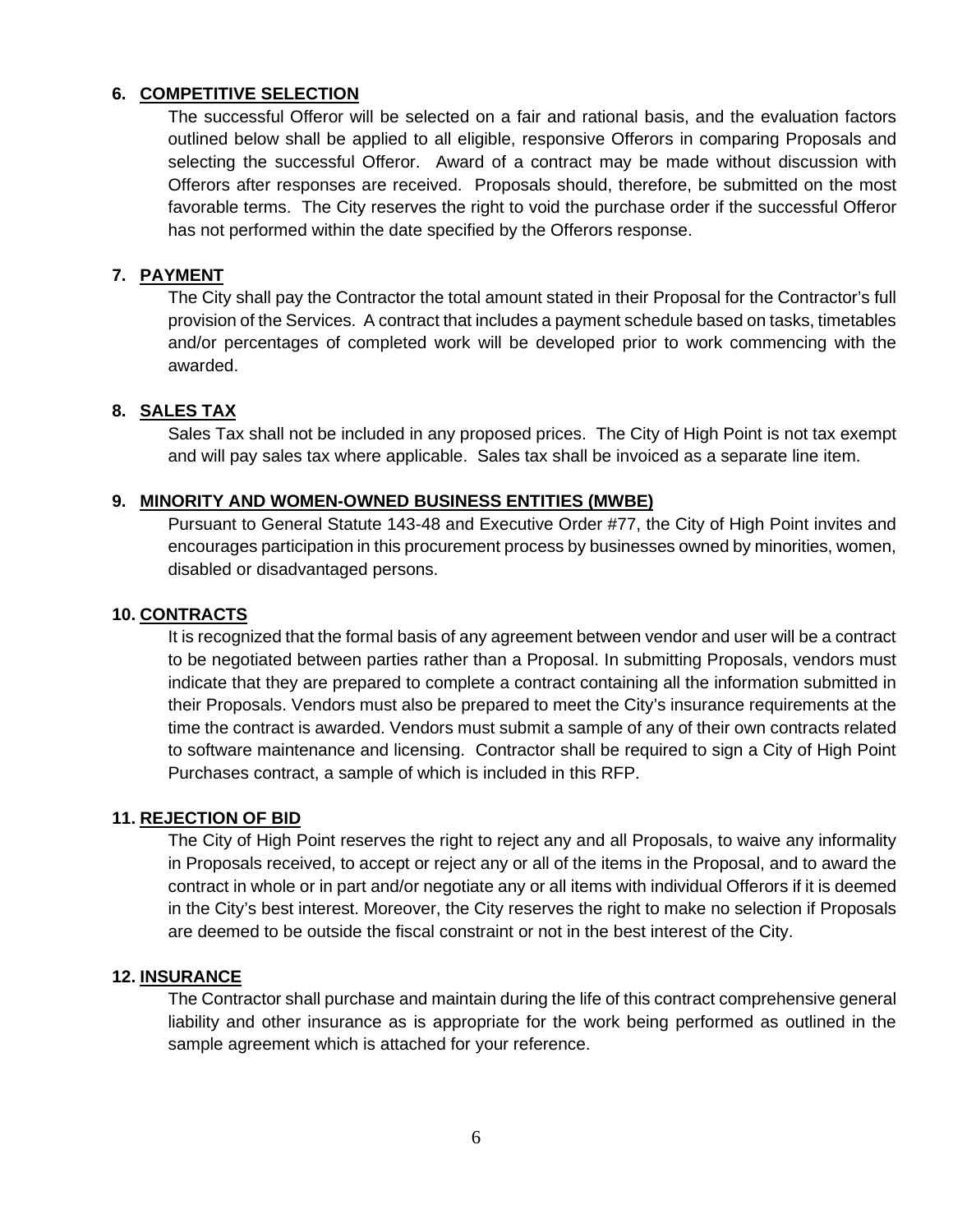**6. COMPETITIVE SELECTION**

The successful Offeror will be selected on a fair and rational basis, and the evaluation factors outlined below shall be applied to all eligible, responsive Offerors in comparing Proposals and selecting the successful Offeror. Award of a contract may be made without discussion with Offerors after responses are received. Proposals should, therefore, be submitted on the most favorable terms. The City reserves the right to void the purchase order if the successful Offeror has not performed within the date specified by the Offerors response.

**7. PAYMENT**

The City shall pay the Contractor the total amount stated in their Proposal for the Contractor's full provision of the Services. A contract that includes a payment schedule based on tasks, timetables and/or percentages of completed work will be developed prior to work commencing with the awarded.

**8. SALES TAX**

Sales Tax shall not be included in any proposed prices. The City of High Point is not tax exempt and will pay sales tax where applicable. Sales tax shall be invoiced as a separate line item.

**9. MINORITY AND WOMEN-OWNED BUSINESS ENTITIES (MWBE)**

Pursuant to General Statute 143-48 and Executive Order #77, the City of High Point invites and encourages participation in this procurement process by businesses owned by minorities, women, disabled or disadvantaged persons.

**10. CONTRACTS**

It is recognized that the formal basis of any agreement between vendor and user will be a contract to be negotiated between parties rather than a Proposal. In submitting Proposals, vendors must indicate that they are prepared to complete a contract containing all the information submitted in their Proposals. Vendors must also be prepared to meet the City's insurance requirements at the time the contract is awarded. Vendors must submit a sample of any of their own contracts related to software maintenance and licensing. Contractor shall be required to sign a City of High Point Purchases contract, a sample of which is included in this RFP.

**11. REJECTION OF BID**

The City of High Point reserves the right to reject any and all Proposals, to waive any informality in Proposals received, to accept or reject any or all of the items in the Proposal, and to award the contract in whole or in part and/or negotiate any or all items with individual Offerors if it is deemed in the City's best interest. Moreover, the City reserves the right to make no selection if Proposals are deemed to be outside the fiscal constraint or not in the best interest of the City.

**12. INSURANCE**

The Contractor shall purchase and maintain during the life of this contract comprehensive general liability and other insurance as is appropriate for the work being performed as outlined in the sample agreement which is attached for your reference.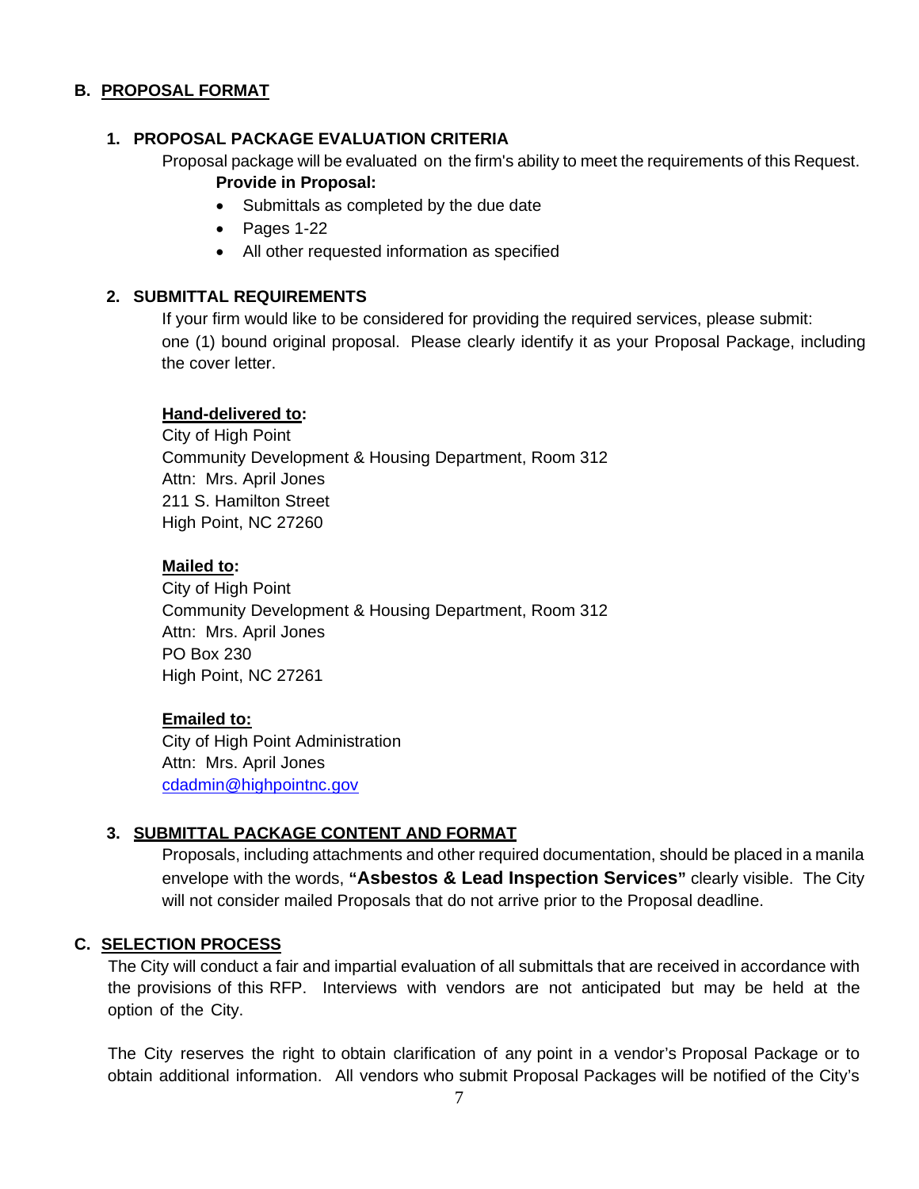## B. PROPOSAL FORMAT

### 1. PROPOSAL PACKAGE EVALUATION CRITERIA

Proposal package will be evaluated on the firm's ability to meet the requirements of this Request.

**Provide in Proposal:**

- Submittals as completed by the due date
- Pages 1-22
- All other requested information as specified

### 2. SUBMITTAL REQUIREMENTS

If your firm would like to be considered for providing the required services, please submit: one (1) bound original proposal. Please clearly identify it as your Proposal Package, including the cover letter.

**Hand-delivered to:**
City of High Point
Community Development & Housing Department, Room 312
Attn: Mrs. April Jones
211 S. Hamilton Street
High Point, NC 27260

**Mailed to:**
City of High Point
Community Development & Housing Department, Room 312
Attn: Mrs. April Jones
PO Box 230
High Point, NC 27261

**Emailed to:**
City of High Point Administration
Attn: Mrs. April Jones
cdadmin@highpointnc.gov

### 3. SUBMITTAL PACKAGE CONTENT AND FORMAT

Proposals, including attachments and other required documentation, should be placed in a manila envelope with the words, **"Asbestos & Lead Inspection Services"** clearly visible. The City will not consider mailed Proposals that do not arrive prior to the Proposal deadline.

## C. SELECTION PROCESS

The City will conduct a fair and impartial evaluation of all submittals that are received in accordance with the provisions of this RFP. Interviews with vendors are not anticipated but may be held at the option of the City.

The City reserves the right to obtain clarification of any point in a vendor's Proposal Package or to obtain additional information. All vendors who submit Proposal Packages will be notified of the City's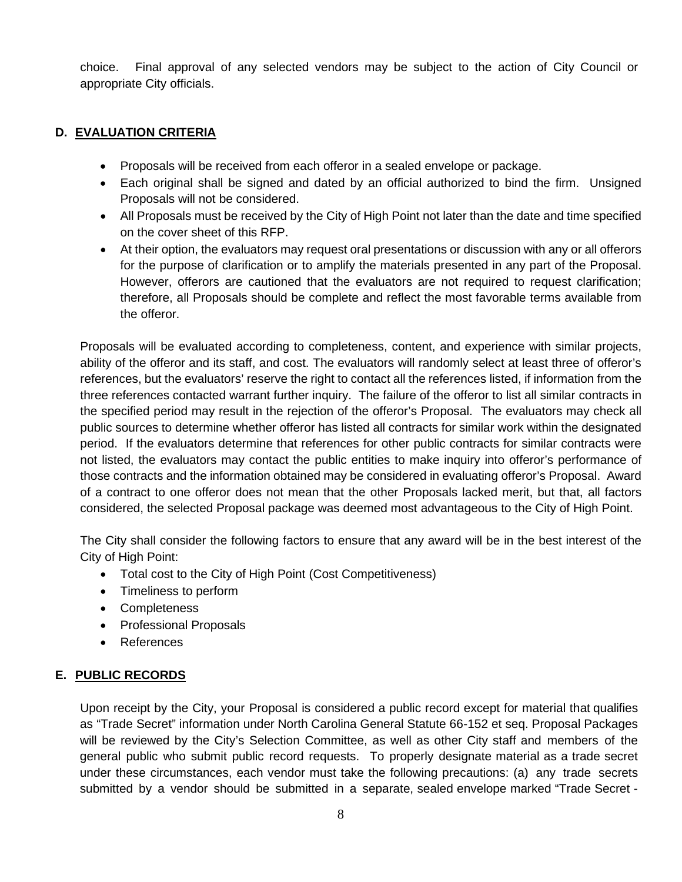choice. Final approval of any selected vendors may be subject to the action of City Council or appropriate City officials.

## D. EVALUATION CRITERIA

- Proposals will be received from each offeror in a sealed envelope or package.
- Each original shall be signed and dated by an official authorized to bind the firm. Unsigned Proposals will not be considered.
- All Proposals must be received by the City of High Point not later than the date and time specified on the cover sheet of this RFP.
- At their option, the evaluators may request oral presentations or discussion with any or all offerors for the purpose of clarification or to amplify the materials presented in any part of the Proposal. However, offerors are cautioned that the evaluators are not required to request clarification; therefore, all Proposals should be complete and reflect the most favorable terms available from the offeror.

Proposals will be evaluated according to completeness, content, and experience with similar projects, ability of the offeror and its staff, and cost. The evaluators will randomly select at least three of offeror's references, but the evaluators' reserve the right to contact all the references listed, if information from the three references contacted warrant further inquiry. The failure of the offeror to list all similar contracts in the specified period may result in the rejection of the offeror's Proposal. The evaluators may check all public sources to determine whether offeror has listed all contracts for similar work within the designated period. If the evaluators determine that references for other public contracts for similar contracts were not listed, the evaluators may contact the public entities to make inquiry into offeror's performance of those contracts and the information obtained may be considered in evaluating offeror's Proposal. Award of a contract to one offeror does not mean that the other Proposals lacked merit, but that, all factors considered, the selected Proposal package was deemed most advantageous to the City of High Point.

The City shall consider the following factors to ensure that any award will be in the best interest of the City of High Point:

- Total cost to the City of High Point (Cost Competitiveness)
- Timeliness to perform
- Completeness
- Professional Proposals
- References

## E. PUBLIC RECORDS

Upon receipt by the City, your Proposal is considered a public record except for material that qualifies as "Trade Secret" information under North Carolina General Statute 66-152 et seq. Proposal Packages will be reviewed by the City's Selection Committee, as well as other City staff and members of the general public who submit public record requests. To properly designate material as a trade secret under these circumstances, each vendor must take the following precautions: (a) any trade secrets submitted by a vendor should be submitted in a separate, sealed envelope marked "Trade Secret -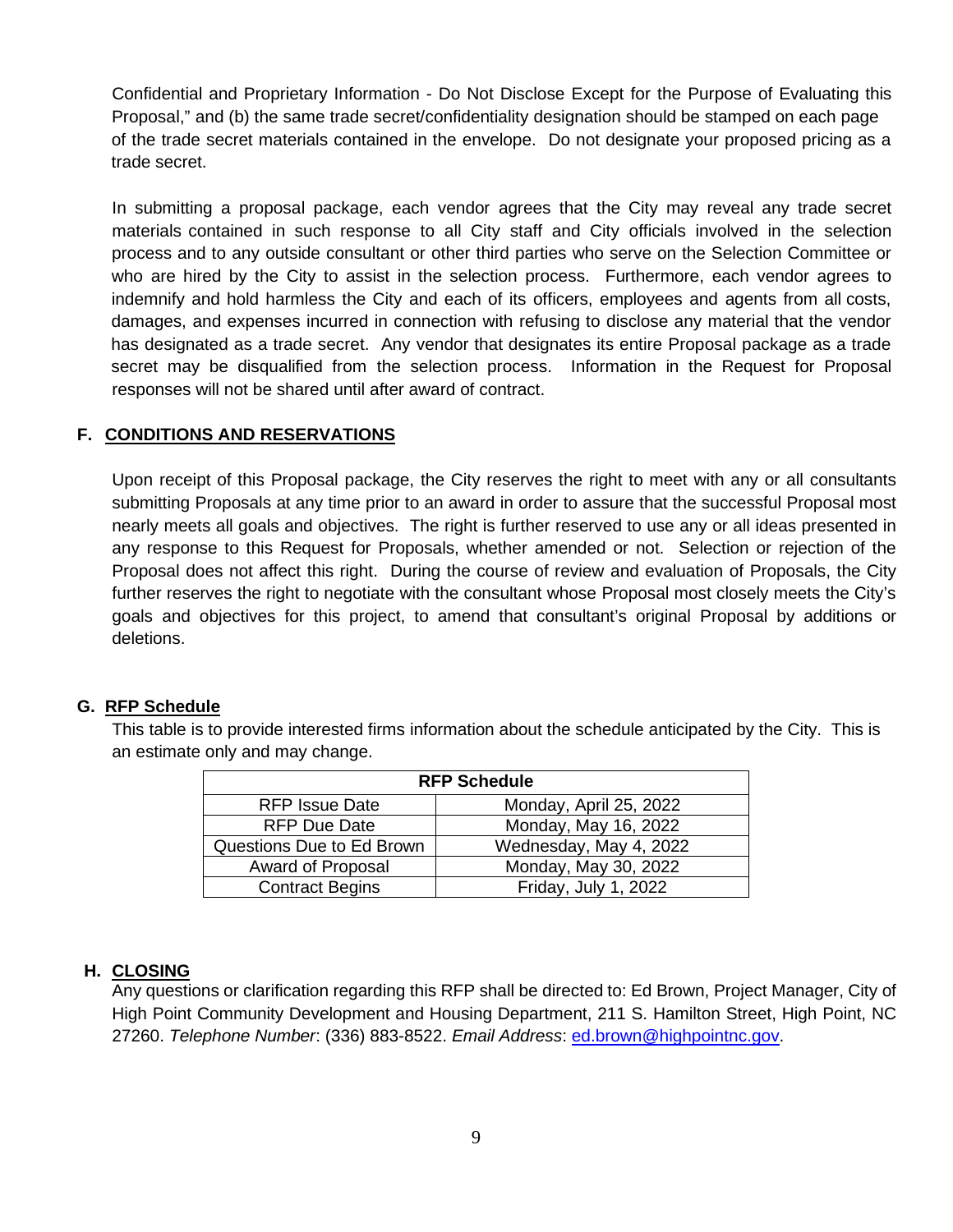Confidential and Proprietary Information - Do Not Disclose Except for the Purpose of Evaluating this Proposal," and (b) the same trade secret/confidentiality designation should be stamped on each page of the trade secret materials contained in the envelope. Do not designate your proposed pricing as a trade secret.

In submitting a proposal package, each vendor agrees that the City may reveal any trade secret materials contained in such response to all City staff and City officials involved in the selection process and to any outside consultant or other third parties who serve on the Selection Committee or who are hired by the City to assist in the selection process. Furthermore, each vendor agrees to indemnify and hold harmless the City and each of its officers, employees and agents from all costs, damages, and expenses incurred in connection with refusing to disclose any material that the vendor has designated as a trade secret. Any vendor that designates its entire Proposal package as a trade secret may be disqualified from the selection process. Information in the Request for Proposal responses will not be shared until after award of contract.

## F. <u>CONDITIONS AND RESERVATIONS</u>

Upon receipt of this Proposal package, the City reserves the right to meet with any or all consultants submitting Proposals at any time prior to an award in order to assure that the successful Proposal most nearly meets all goals and objectives. The right is further reserved to use any or all ideas presented in any response to this Request for Proposals, whether amended or not. Selection or rejection of the Proposal does not affect this right. During the course of review and evaluation of Proposals, the City further reserves the right to negotiate with the consultant whose Proposal most closely meets the City's goals and objectives for this project, to amend that consultant's original Proposal by additions or deletions.

## G. <u>RFP Schedule</u>

This table is to provide interested firms information about the schedule anticipated by the City. This is an estimate only and may change.

| RFP Schedule | |
|---|---|
| RFP Issue Date | Monday, April 25, 2022 |
| RFP Due Date | Monday, May 16, 2022 |
| Questions Due to Ed Brown | Wednesday, May 4, 2022 |
| Award of Proposal | Monday, May 30, 2022 |
| Contract Begins | Friday, July 1, 2022 |

## H. <u>CLOSING</u>

Any questions or clarification regarding this RFP shall be directed to: Ed Brown, Project Manager, City of High Point Community Development and Housing Department, 211 S. Hamilton Street, High Point, NC 27260. *Telephone Number*: (336) 883-8522. *Email Address*: ed.brown@highpointnc.gov.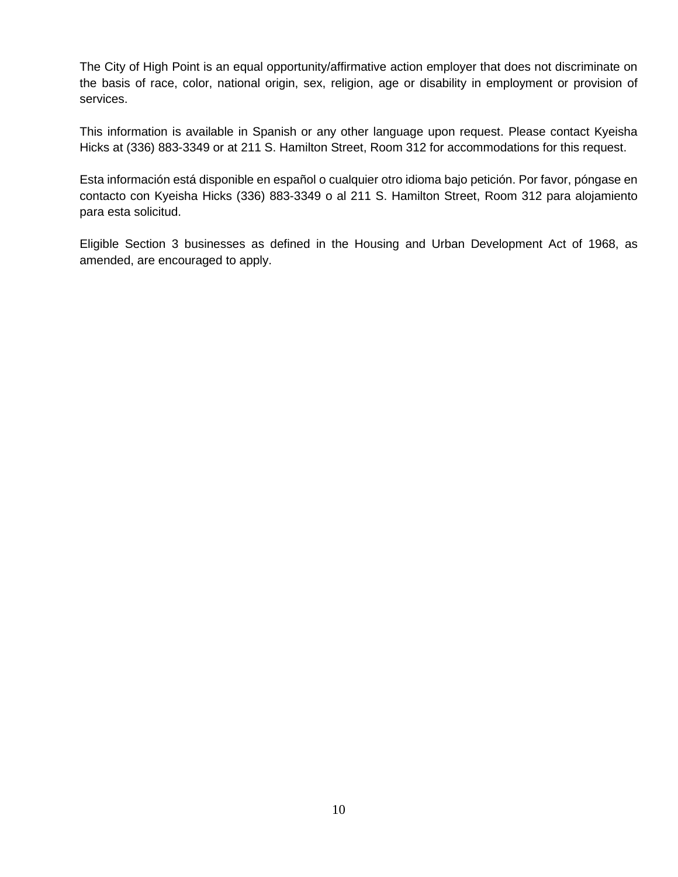The City of High Point is an equal opportunity/affirmative action employer that does not discriminate on the basis of race, color, national origin, sex, religion, age or disability in employment or provision of services.

This information is available in Spanish or any other language upon request. Please contact Kyeisha Hicks at (336) 883-3349 or at 211 S. Hamilton Street, Room 312 for accommodations for this request.

Esta información está disponible en español o cualquier otro idioma bajo petición. Por favor, póngase en contacto con Kyeisha Hicks (336) 883-3349 o al 211 S. Hamilton Street, Room 312 para alojamiento para esta solicitud.

Eligible Section 3 businesses as defined in the Housing and Urban Development Act of 1968, as amended, are encouraged to apply.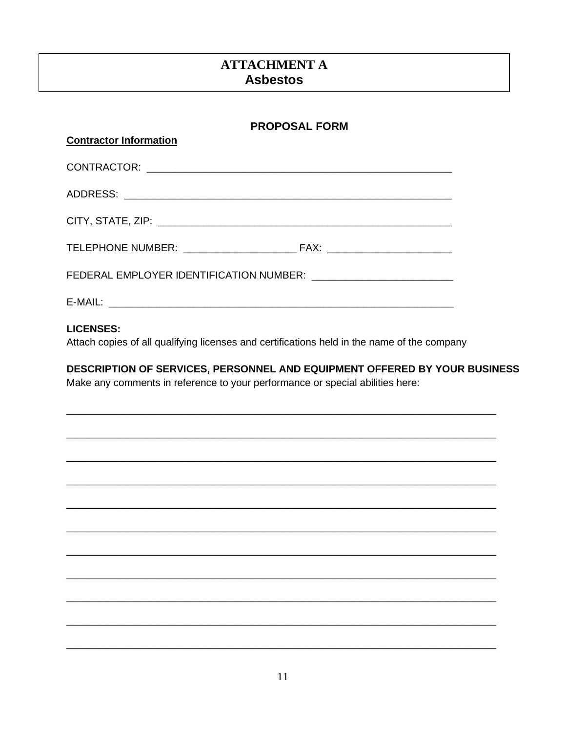# ATTACHMENT A
# Asbestos

## PROPOSAL FORM

**Contractor Information**

CONTRACTOR: _______________________________________________________

ADDRESS: _________________________________________________________

CITY, STATE, ZIP: ___________________________________________________

TELEPHONE NUMBER: ____________________ FAX: ______________________

FEDERAL EMPLOYER IDENTIFICATION NUMBER: _________________________

E-MAIL: ____________________________________________________________

**LICENSES:**
Attach copies of all qualifying licenses and certifications held in the name of the company

**DESCRIPTION OF SERVICES, PERSONNEL AND EQUIPMENT OFFERED BY YOUR BUSINESS**
Make any comments in reference to your performance or special abilities here:

___________________________________________________________________________

___________________________________________________________________________

___________________________________________________________________________

___________________________________________________________________________

___________________________________________________________________________

___________________________________________________________________________

___________________________________________________________________________

___________________________________________________________________________

___________________________________________________________________________

___________________________________________________________________________

___________________________________________________________________________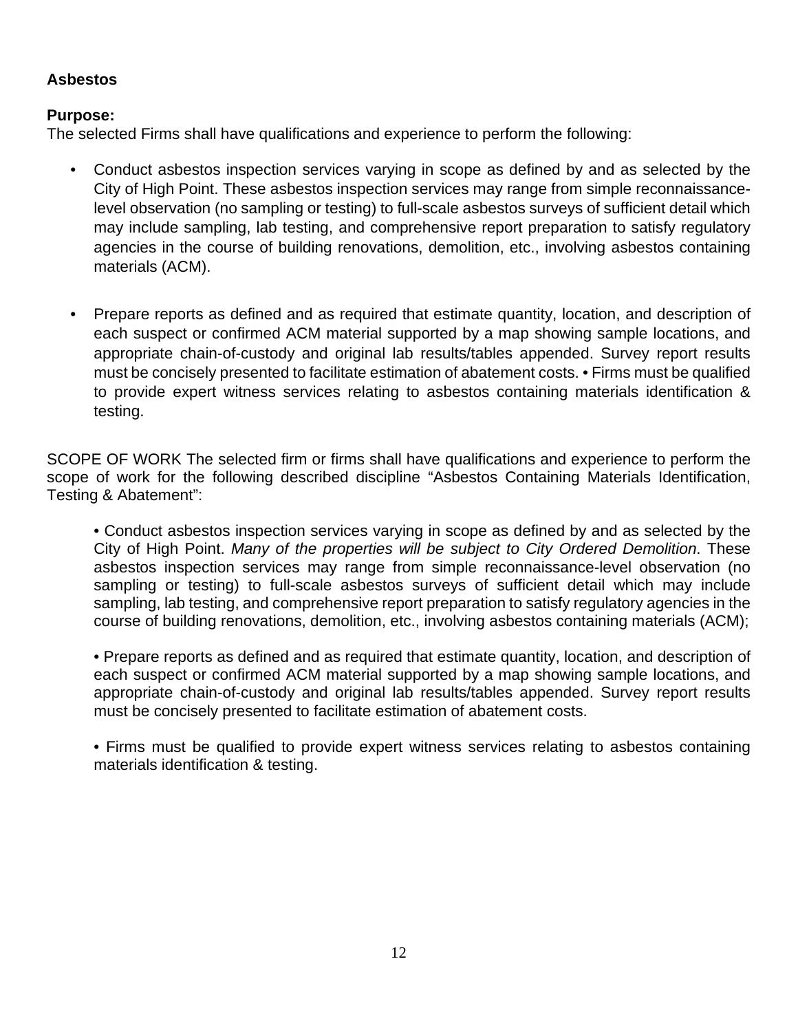**Asbestos**

**Purpose:**
The selected Firms shall have qualifications and experience to perform the following:

- Conduct asbestos inspection services varying in scope as defined by and as selected by the City of High Point. These asbestos inspection services may range from simple reconnaissance-level observation (no sampling or testing) to full-scale asbestos surveys of sufficient detail which may include sampling, lab testing, and comprehensive report preparation to satisfy regulatory agencies in the course of building renovations, demolition, etc., involving asbestos containing materials (ACM).

- Prepare reports as defined and as required that estimate quantity, location, and description of each suspect or confirmed ACM material supported by a map showing sample locations, and appropriate chain-of-custody and original lab results/tables appended. Survey report results must be concisely presented to facilitate estimation of abatement costs. • Firms must be qualified to provide expert witness services relating to asbestos containing materials identification & testing.

SCOPE OF WORK The selected firm or firms shall have qualifications and experience to perform the scope of work for the following described discipline “Asbestos Containing Materials Identification, Testing & Abatement”:

• Conduct asbestos inspection services varying in scope as defined by and as selected by the City of High Point. *Many of the properties will be subject to City Ordered Demolition*. These asbestos inspection services may range from simple reconnaissance-level observation (no sampling or testing) to full-scale asbestos surveys of sufficient detail which may include sampling, lab testing, and comprehensive report preparation to satisfy regulatory agencies in the course of building renovations, demolition, etc., involving asbestos containing materials (ACM);

• Prepare reports as defined and as required that estimate quantity, location, and description of each suspect or confirmed ACM material supported by a map showing sample locations, and appropriate chain-of-custody and original lab results/tables appended. Survey report results must be concisely presented to facilitate estimation of abatement costs.

• Firms must be qualified to provide expert witness services relating to asbestos containing materials identification & testing.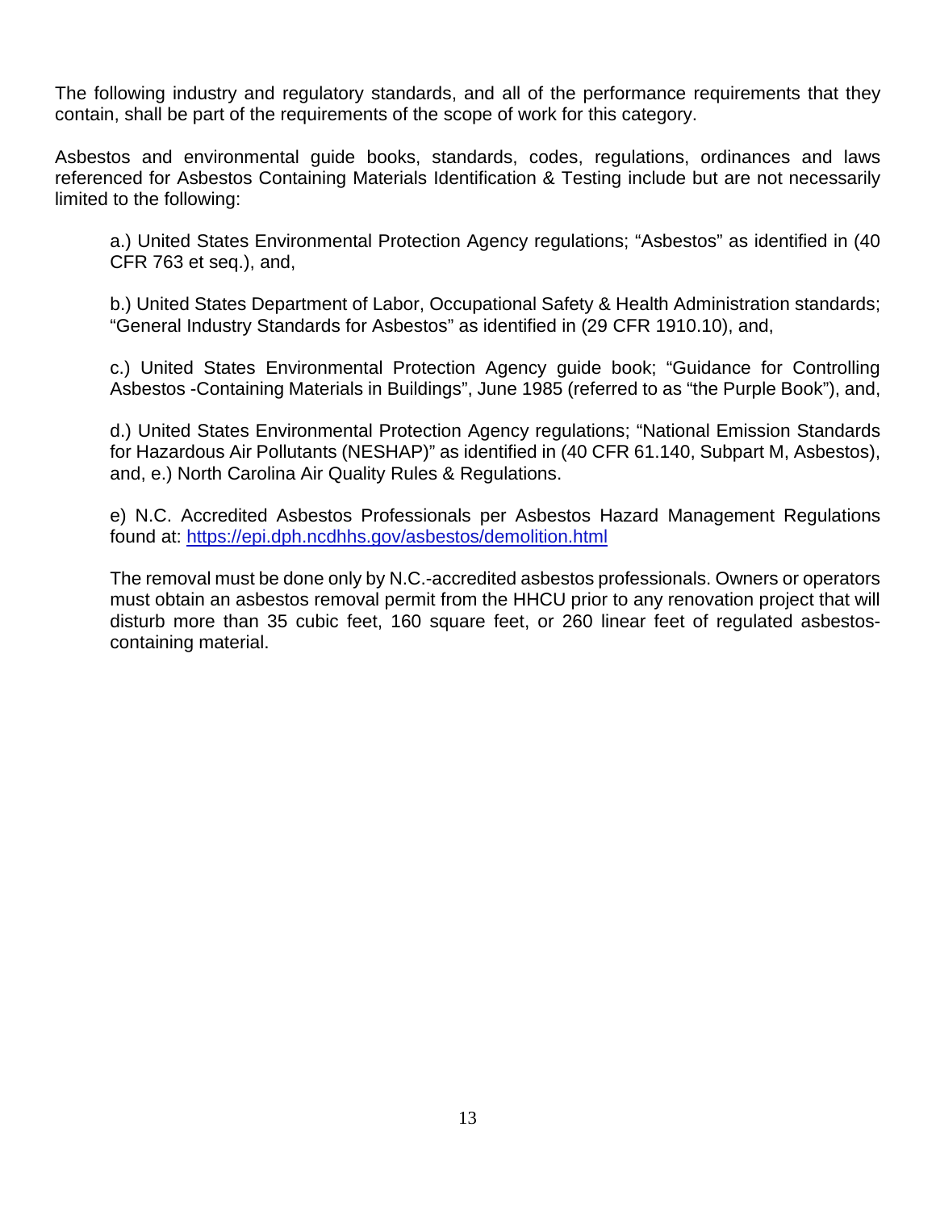The following industry and regulatory standards, and all of the performance requirements that they contain, shall be part of the requirements of the scope of work for this category.

Asbestos and environmental guide books, standards, codes, regulations, ordinances and laws referenced for Asbestos Containing Materials Identification & Testing include but are not necessarily limited to the following:

a.) United States Environmental Protection Agency regulations; "Asbestos" as identified in (40 CFR 763 et seq.), and,

b.) United States Department of Labor, Occupational Safety & Health Administration standards; "General Industry Standards for Asbestos" as identified in (29 CFR 1910.10), and,

c.) United States Environmental Protection Agency guide book; "Guidance for Controlling Asbestos -Containing Materials in Buildings", June 1985 (referred to as "the Purple Book"), and,

d.) United States Environmental Protection Agency regulations; "National Emission Standards for Hazardous Air Pollutants (NESHAP)" as identified in (40 CFR 61.140, Subpart M, Asbestos), and, e.) North Carolina Air Quality Rules & Regulations.

e) N.C. Accredited Asbestos Professionals per Asbestos Hazard Management Regulations found at: https://epi.dph.ncdhhs.gov/asbestos/demolition.html

The removal must be done only by N.C.-accredited asbestos professionals. Owners or operators must obtain an asbestos removal permit from the HHCU prior to any renovation project that will disturb more than 35 cubic feet, 160 square feet, or 260 linear feet of regulated asbestos-containing material.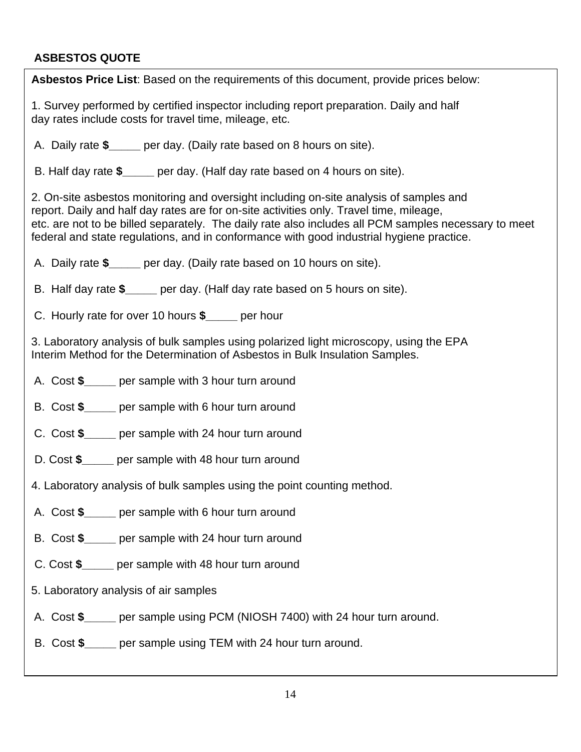## ASBESTOS QUOTE

**Asbestos Price List**: Based on the requirements of this document, provide prices below:

1. Survey performed by certified inspector including report preparation. Daily and half day rates include costs for travel time, mileage, etc.

 A. Daily rate **$**_____ per day. (Daily rate based on 8 hours on site).

 B. Half day rate **$**_____ per day. (Half day rate based on 4 hours on site).

2. On-site asbestos monitoring and oversight including on-site analysis of samples and report. Daily and half day rates are for on-site activities only. Travel time, mileage, etc. are not to be billed separately. The daily rate also includes all PCM samples necessary to meet federal and state regulations, and in conformance with good industrial hygiene practice.

 A. Daily rate **$**_____ per day. (Daily rate based on 10 hours on site).

 B. Half day rate **$**_____ per day. (Half day rate based on 5 hours on site).

 C. Hourly rate for over 10 hours **$**_____ per hour

3. Laboratory analysis of bulk samples using polarized light microscopy, using the EPA Interim Method for the Determination of Asbestos in Bulk Insulation Samples.

 A. Cost **$**_____ per sample with 3 hour turn around

 B. Cost **$**_____ per sample with 6 hour turn around

 C. Cost **$**_____ per sample with 24 hour turn around

 D. Cost **$**_____ per sample with 48 hour turn around

4. Laboratory analysis of bulk samples using the point counting method.

 A. Cost **$**_____ per sample with 6 hour turn around

 B. Cost **$**_____ per sample with 24 hour turn around

 C. Cost **$**_____ per sample with 48 hour turn around

5. Laboratory analysis of air samples

 A. Cost **$**_____ per sample using PCM (NIOSH 7400) with 24 hour turn around.

 B. Cost **$**_____ per sample using TEM with 24 hour turn around.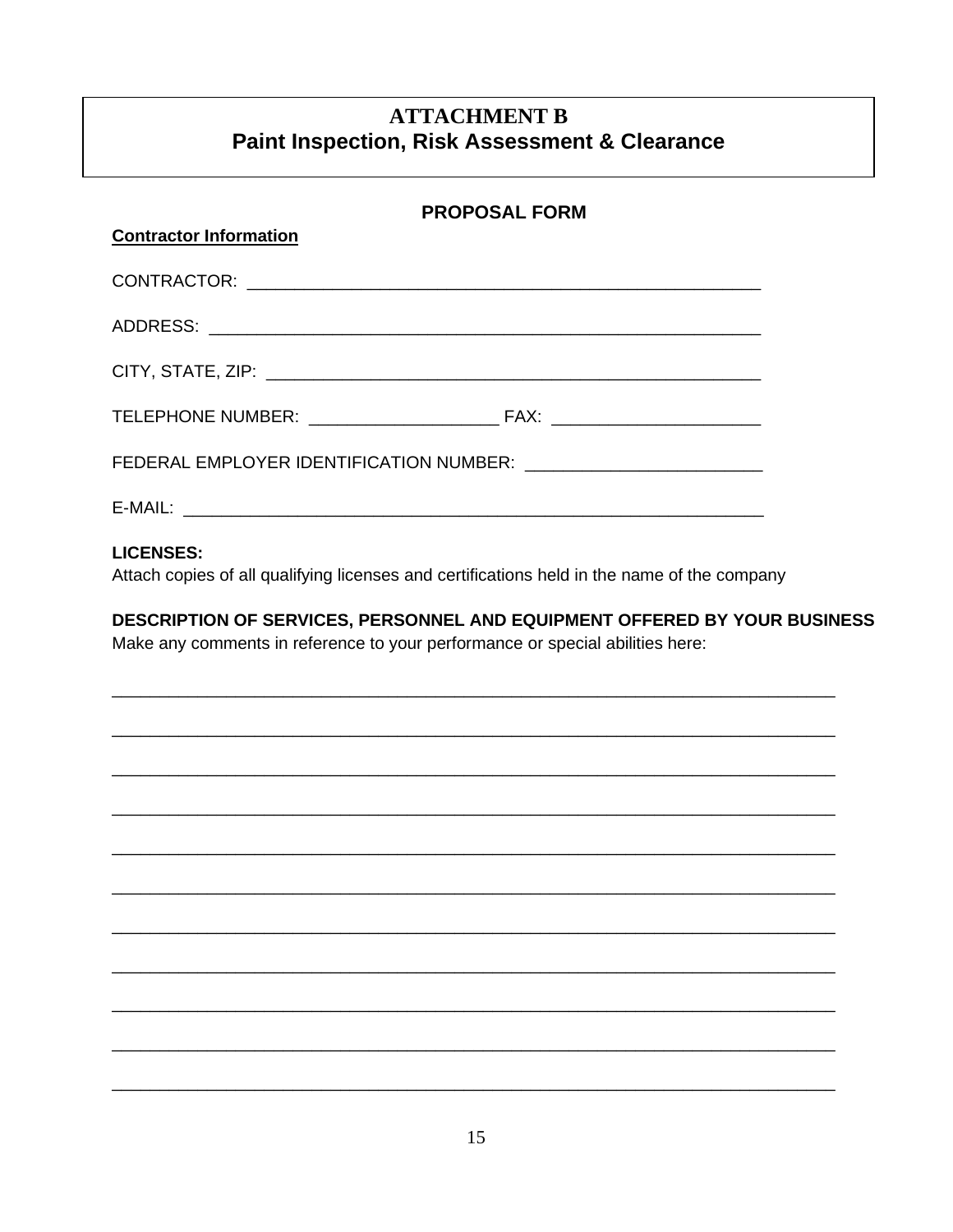# ATTACHMENT B
# Paint Inspection, Risk Assessment & Clearance

## PROPOSAL FORM

**Contractor Information**

CONTRACTOR: _______________________________________________________

ADDRESS: _________________________________________________________

CITY, STATE, ZIP: ___________________________________________________

TELEPHONE NUMBER: ____________________ FAX: ______________________

FEDERAL EMPLOYER IDENTIFICATION NUMBER: _________________________

E-MAIL: ___________________________________________________________

**LICENSES:**
Attach copies of all qualifying licenses and certifications held in the name of the company

**DESCRIPTION OF SERVICES, PERSONNEL AND EQUIPMENT OFFERED BY YOUR BUSINESS**
Make any comments in reference to your performance or special abilities here:

___________________________________________________________________________

___________________________________________________________________________

___________________________________________________________________________

___________________________________________________________________________

___________________________________________________________________________

___________________________________________________________________________

___________________________________________________________________________

___________________________________________________________________________

___________________________________________________________________________

___________________________________________________________________________

___________________________________________________________________________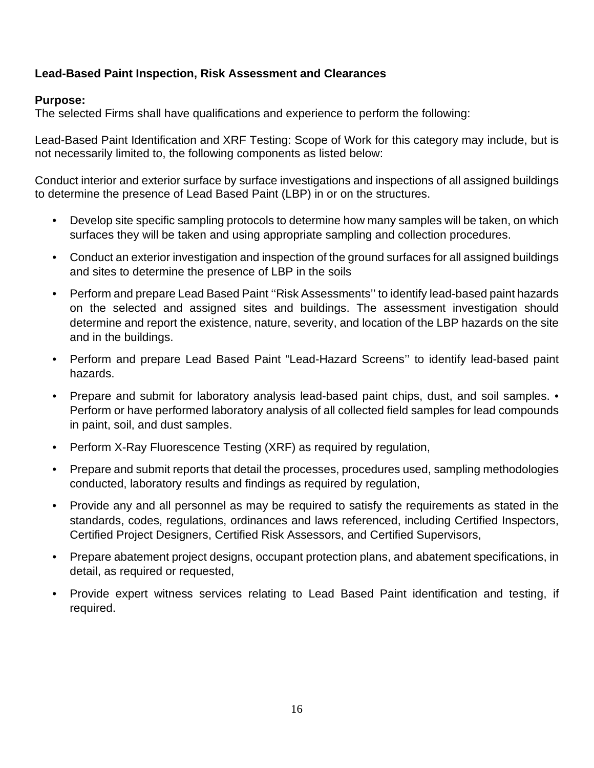**Lead-Based Paint Inspection, Risk Assessment and Clearances**

**Purpose:**
The selected Firms shall have qualifications and experience to perform the following:

Lead-Based Paint Identification and XRF Testing: Scope of Work for this category may include, but is not necessarily limited to, the following components as listed below:

Conduct interior and exterior surface by surface investigations and inspections of all assigned buildings to determine the presence of Lead Based Paint (LBP) in or on the structures.

- Develop site specific sampling protocols to determine how many samples will be taken, on which surfaces they will be taken and using appropriate sampling and collection procedures.
- Conduct an exterior investigation and inspection of the ground surfaces for all assigned buildings and sites to determine the presence of LBP in the soils
- Perform and prepare Lead Based Paint ''Risk Assessments'' to identify lead-based paint hazards on the selected and assigned sites and buildings. The assessment investigation should determine and report the existence, nature, severity, and location of the LBP hazards on the site and in the buildings.
- Perform and prepare Lead Based Paint “Lead-Hazard Screens'' to identify lead-based paint hazards.
- Prepare and submit for laboratory analysis lead-based paint chips, dust, and soil samples. • Perform or have performed laboratory analysis of all collected field samples for lead compounds in paint, soil, and dust samples.
- Perform X-Ray Fluorescence Testing (XRF) as required by regulation,
- Prepare and submit reports that detail the processes, procedures used, sampling methodologies conducted, laboratory results and findings as required by regulation,
- Provide any and all personnel as may be required to satisfy the requirements as stated in the standards, codes, regulations, ordinances and laws referenced, including Certified Inspectors, Certified Project Designers, Certified Risk Assessors, and Certified Supervisors,
- Prepare abatement project designs, occupant protection plans, and abatement specifications, in detail, as required or requested,
- Provide expert witness services relating to Lead Based Paint identification and testing, if required.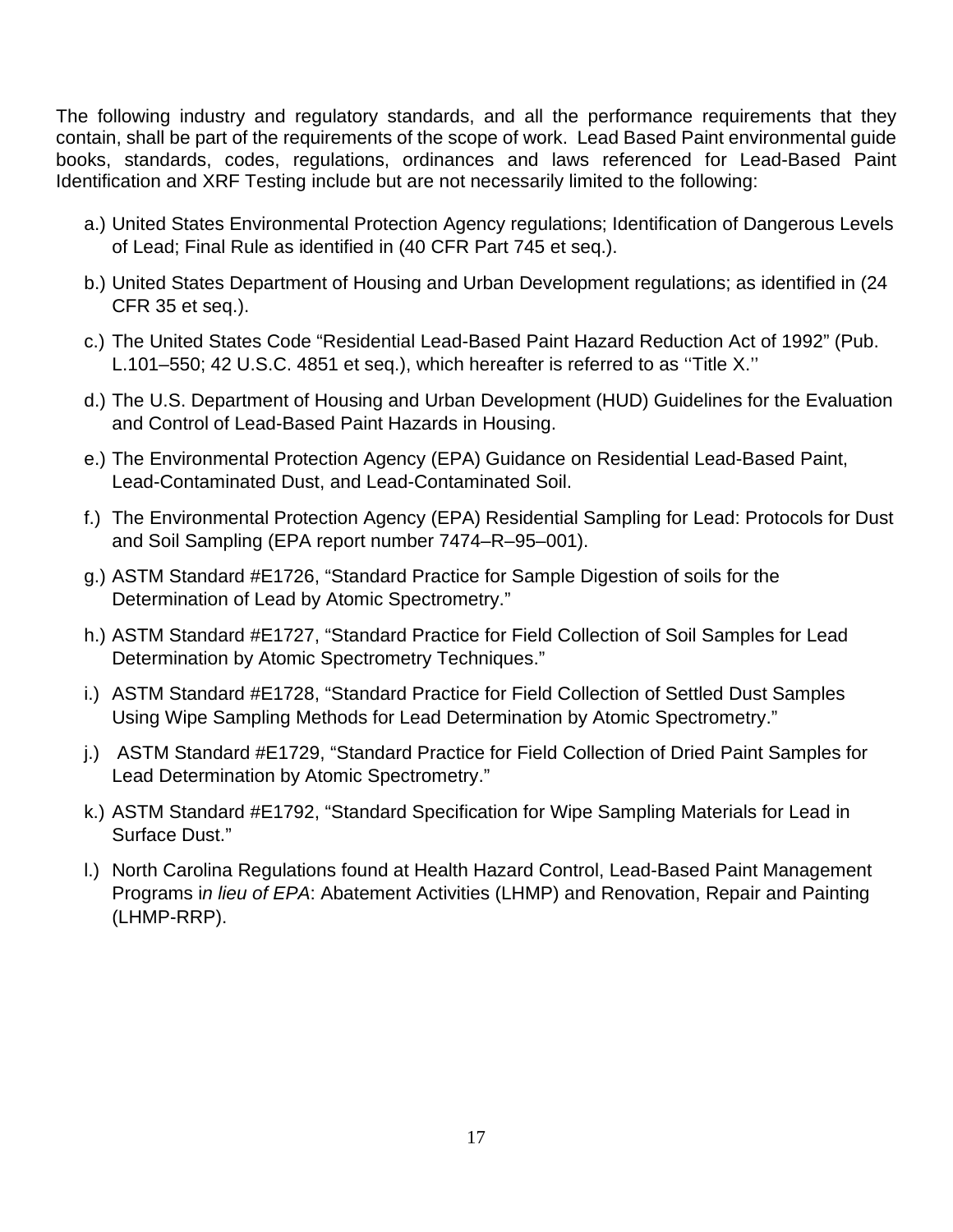The following industry and regulatory standards, and all the performance requirements that they contain, shall be part of the requirements of the scope of work. Lead Based Paint environmental guide books, standards, codes, regulations, ordinances and laws referenced for Lead-Based Paint Identification and XRF Testing include but are not necessarily limited to the following:

a.) United States Environmental Protection Agency regulations; Identification of Dangerous Levels of Lead; Final Rule as identified in (40 CFR Part 745 et seq.).

b.) United States Department of Housing and Urban Development regulations; as identified in (24 CFR 35 et seq.).

c.) The United States Code "Residential Lead-Based Paint Hazard Reduction Act of 1992" (Pub. L.101–550; 42 U.S.C. 4851 et seq.), which hereafter is referred to as ''Title X.''

d.) The U.S. Department of Housing and Urban Development (HUD) Guidelines for the Evaluation and Control of Lead-Based Paint Hazards in Housing.

e.) The Environmental Protection Agency (EPA) Guidance on Residential Lead-Based Paint, Lead-Contaminated Dust, and Lead-Contaminated Soil.

f.) The Environmental Protection Agency (EPA) Residential Sampling for Lead: Protocols for Dust and Soil Sampling (EPA report number 7474–R–95–001).

g.) ASTM Standard #E1726, "Standard Practice for Sample Digestion of soils for the Determination of Lead by Atomic Spectrometry."

h.) ASTM Standard #E1727, "Standard Practice for Field Collection of Soil Samples for Lead Determination by Atomic Spectrometry Techniques."

i.) ASTM Standard #E1728, "Standard Practice for Field Collection of Settled Dust Samples Using Wipe Sampling Methods for Lead Determination by Atomic Spectrometry."

j.) ASTM Standard #E1729, "Standard Practice for Field Collection of Dried Paint Samples for Lead Determination by Atomic Spectrometry."

k.) ASTM Standard #E1792, "Standard Specification for Wipe Sampling Materials for Lead in Surface Dust."

l.) North Carolina Regulations found at Health Hazard Control, Lead-Based Paint Management Programs i*n lieu of EPA*: Abatement Activities (LHMP) and Renovation, Repair and Painting (LHMP-RRP).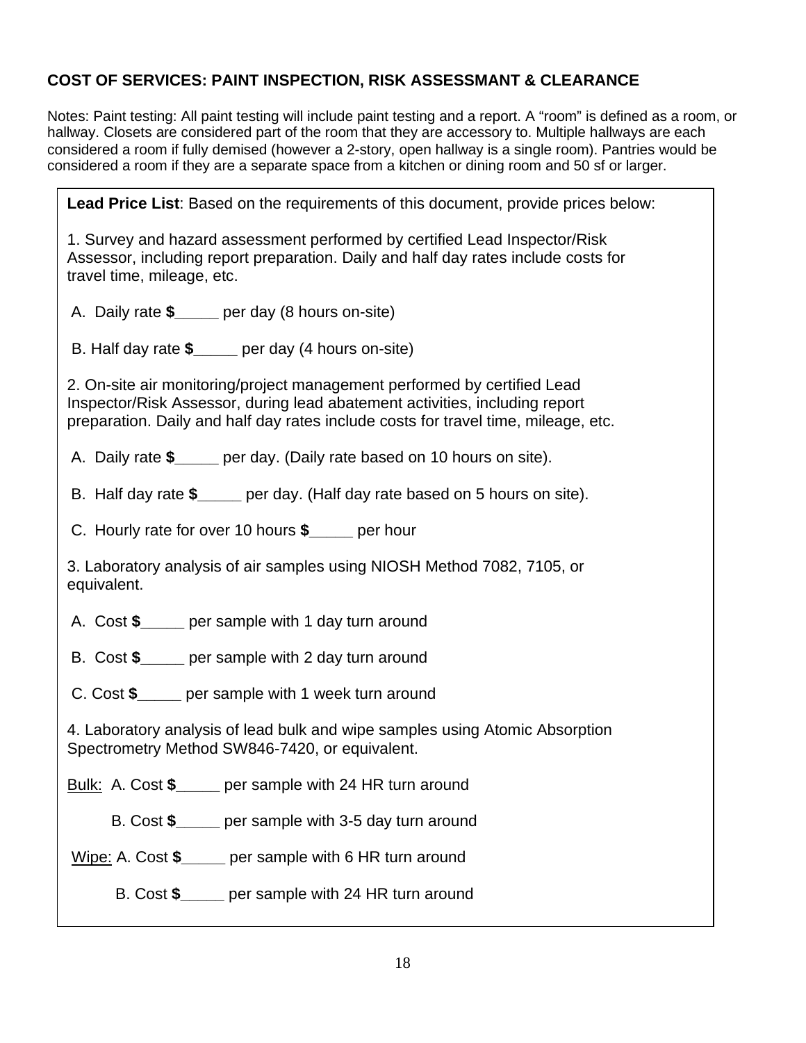## COST OF SERVICES: PAINT INSPECTION, RISK ASSESSMANT & CLEARANCE

Notes: Paint testing: All paint testing will include paint testing and a report. A "room" is defined as a room, or hallway. Closets are considered part of the room that they are accessory to. Multiple hallways are each considered a room if fully demised (however a 2-story, open hallway is a single room). Pantries would be considered a room if they are a separate space from a kitchen or dining room and 50 sf or larger.

**Lead Price List**: Based on the requirements of this document, provide prices below:

1. Survey and hazard assessment performed by certified Lead Inspector/Risk Assessor, including report preparation. Daily and half day rates include costs for travel time, mileage, etc.

A. Daily rate **$**_____ per day (8 hours on-site)

B. Half day rate **$**_____ per day (4 hours on-site)

2. On-site air monitoring/project management performed by certified Lead Inspector/Risk Assessor, during lead abatement activities, including report preparation. Daily and half day rates include costs for travel time, mileage, etc.

A. Daily rate **$**_____ per day. (Daily rate based on 10 hours on site).

B. Half day rate **$**_____ per day. (Half day rate based on 5 hours on site).

C. Hourly rate for over 10 hours **$**_____ per hour

3. Laboratory analysis of air samples using NIOSH Method 7082, 7105, or equivalent.

A. Cost **$**_____ per sample with 1 day turn around

B. Cost **$**_____ per sample with 2 day turn around

C. Cost **$**_____ per sample with 1 week turn around

4. Laboratory analysis of lead bulk and wipe samples using Atomic Absorption Spectrometry Method SW846-7420, or equivalent.

Bulk: A. Cost **$**_____ per sample with 24 HR turn around

B. Cost **$**_____ per sample with 3-5 day turn around

Wipe: A. Cost **$**_____ per sample with 6 HR turn around

B. Cost **$**_____ per sample with 24 HR turn around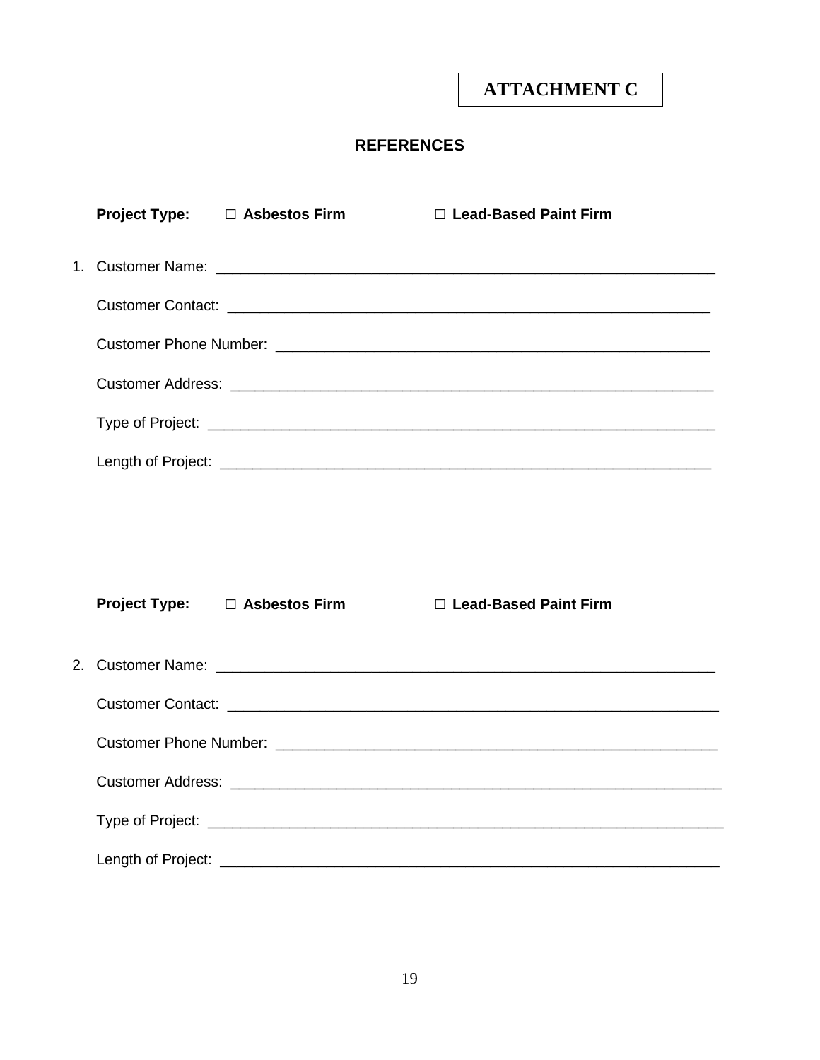**ATTACHMENT C**

## REFERENCES

**Project Type:** ☐ **Asbestos Firm** ☐ **Lead-Based Paint Firm**

1. Customer Name: ______________________________________________________________

   Customer Contact: ____________________________________________________________

   Customer Phone Number: _______________________________________________________

   Customer Address: ____________________________________________________________

   Type of Project: ______________________________________________________________

   Length of Project: _____________________________________________________________

**Project Type:** ☐ **Asbestos Firm** ☐ **Lead-Based Paint Firm**

2. Customer Name: ______________________________________________________________

   Customer Contact: ____________________________________________________________

   Customer Phone Number: _______________________________________________________

   Customer Address: ____________________________________________________________

   Type of Project: ______________________________________________________________

   Length of Project: _____________________________________________________________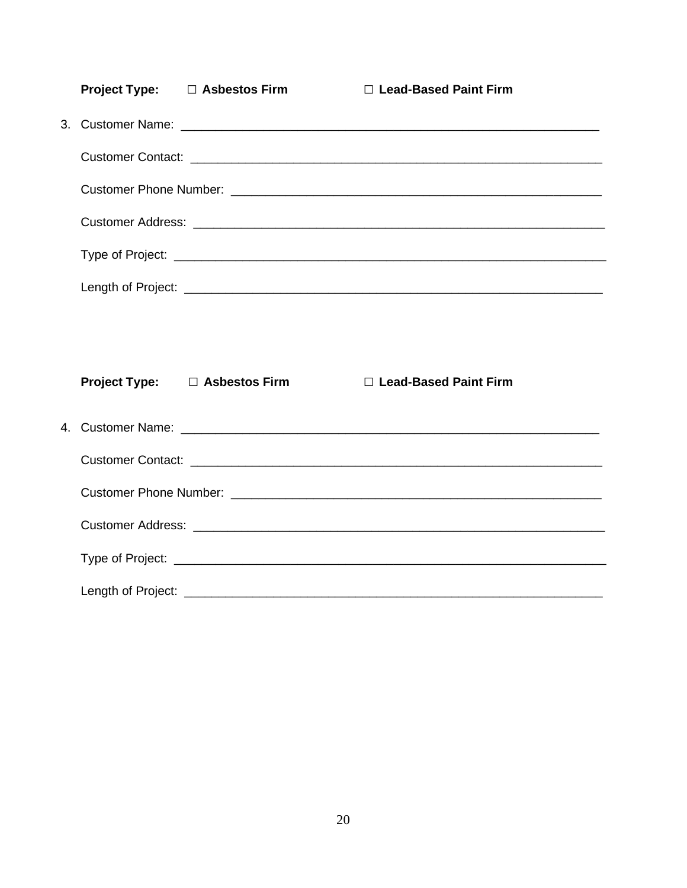**Project Type:** ☐ **Asbestos Firm** ☐ **Lead-Based Paint Firm**

3. Customer Name: ______________________________________________________________

   Customer Contact: ____________________________________________________________

   Customer Phone Number: _______________________________________________________

   Customer Address: ____________________________________________________________

   Type of Project: ______________________________________________________________

   Length of Project: _____________________________________________________________

**Project Type:** ☐ **Asbestos Firm** ☐ **Lead-Based Paint Firm**

4. Customer Name: ______________________________________________________________

   Customer Contact: ____________________________________________________________

   Customer Phone Number: _______________________________________________________

   Customer Address: ____________________________________________________________

   Type of Project: ______________________________________________________________

   Length of Project: _____________________________________________________________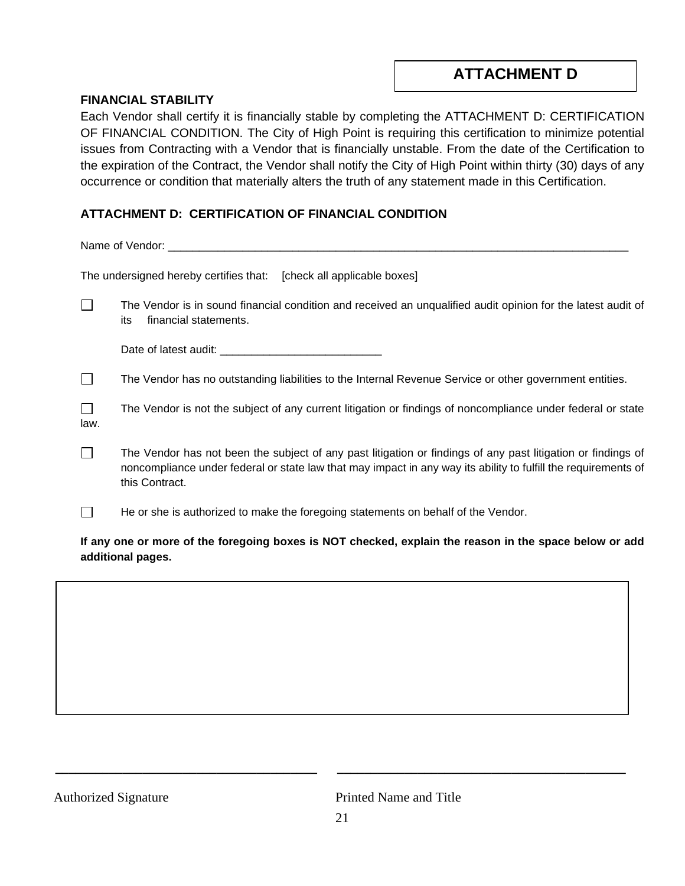# ATTACHMENT D

**FINANCIAL STABILITY**

Each Vendor shall certify it is financially stable by completing the ATTACHMENT D: CERTIFICATION OF FINANCIAL CONDITION. The City of High Point is requiring this certification to minimize potential issues from Contracting with a Vendor that is financially unstable. From the date of the Certification to the expiration of the Contract, the Vendor shall notify the City of High Point within thirty (30) days of any occurrence or condition that materially alters the truth of any statement made in this Certification.

## ATTACHMENT D: CERTIFICATION OF FINANCIAL CONDITION

Name of Vendor: ______________________________________________________________________________

The undersigned hereby certifies that: [check all applicable boxes]

☐ The Vendor is in sound financial condition and received an unqualified audit opinion for the latest audit of its financial statements.

Date of latest audit: ___________________________

☐ The Vendor has no outstanding liabilities to the Internal Revenue Service or other government entities.

☐ The Vendor is not the subject of any current litigation or findings of noncompliance under federal or state law.

☐ The Vendor has not been the subject of any past litigation or findings of any past litigation or findings of noncompliance under federal or state law that may impact in any way its ability to fulfill the requirements of this Contract.

☐ He or she is authorized to make the foregoing statements on behalf of the Vendor.

**If any one or more of the foregoing boxes is NOT checked, explain the reason in the space below or add additional pages.**

| |
|---|
| |

_______________________________________ _______________________________________

Authorized Signature Printed Name and Title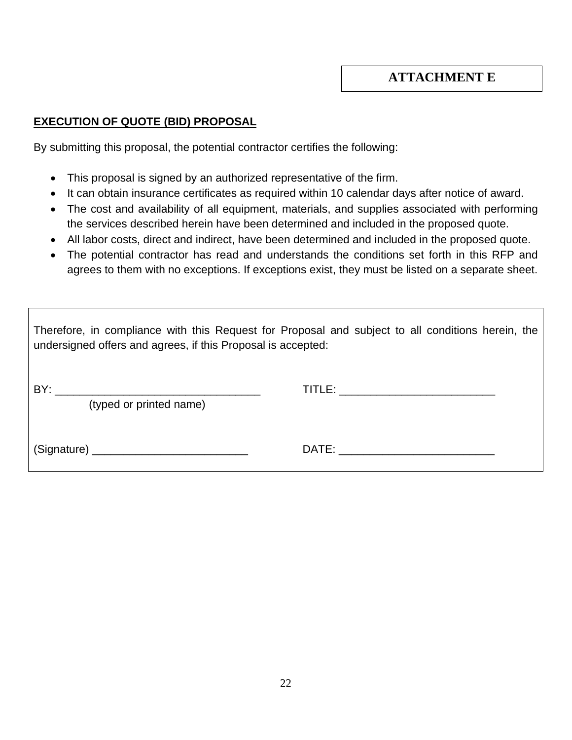**ATTACHMENT E**

**EXECUTION OF QUOTE (BID) PROPOSAL**

By submitting this proposal, the potential contractor certifies the following:

- This proposal is signed by an authorized representative of the firm.
- It can obtain insurance certificates as required within 10 calendar days after notice of award.
- The cost and availability of all equipment, materials, and supplies associated with performing the services described herein have been determined and included in the proposed quote.
- All labor costs, direct and indirect, have been determined and included in the proposed quote.
- The potential contractor has read and understands the conditions set forth in this RFP and agrees to them with no exceptions. If exceptions exist, they must be listed on a separate sheet.

Therefore, in compliance with this Request for Proposal and subject to all conditions herein, the undersigned offers and agrees, if this Proposal is accepted:

BY: ___________________________________ TITLE: __________________________
(typed or printed name)

(Signature) __________________________ DATE: __________________________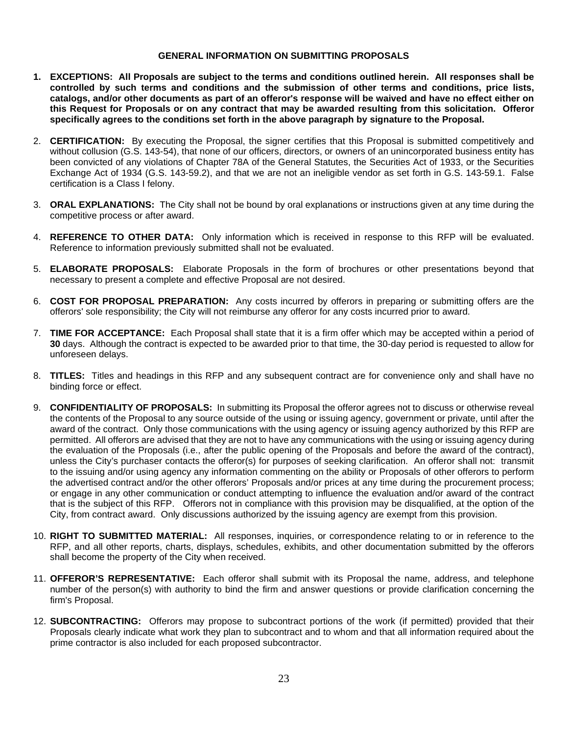## GENERAL INFORMATION ON SUBMITTING PROPOSALS

1. **EXCEPTIONS: All Proposals are subject to the terms and conditions outlined herein. All responses shall be controlled by such terms and conditions and the submission of other terms and conditions, price lists, catalogs, and/or other documents as part of an offeror's response will be waived and have no effect either on this Request for Proposals or on any contract that may be awarded resulting from this solicitation. Offeror specifically agrees to the conditions set forth in the above paragraph by signature to the Proposal.**

2. **CERTIFICATION:** By executing the Proposal, the signer certifies that this Proposal is submitted competitively and without collusion (G.S. 143-54), that none of our officers, directors, or owners of an unincorporated business entity has been convicted of any violations of Chapter 78A of the General Statutes, the Securities Act of 1933, or the Securities Exchange Act of 1934 (G.S. 143-59.2), and that we are not an ineligible vendor as set forth in G.S. 143-59.1. False certification is a Class I felony.

3. **ORAL EXPLANATIONS:** The City shall not be bound by oral explanations or instructions given at any time during the competitive process or after award.

4. **REFERENCE TO OTHER DATA:** Only information which is received in response to this RFP will be evaluated. Reference to information previously submitted shall not be evaluated.

5. **ELABORATE PROPOSALS:** Elaborate Proposals in the form of brochures or other presentations beyond that necessary to present a complete and effective Proposal are not desired.

6. **COST FOR PROPOSAL PREPARATION:** Any costs incurred by offerors in preparing or submitting offers are the offerors' sole responsibility; the City will not reimburse any offeror for any costs incurred prior to award.

7. **TIME FOR ACCEPTANCE:** Each Proposal shall state that it is a firm offer which may be accepted within a period of **30** days. Although the contract is expected to be awarded prior to that time, the 30-day period is requested to allow for unforeseen delays.

8. **TITLES:** Titles and headings in this RFP and any subsequent contract are for convenience only and shall have no binding force or effect.

9. **CONFIDENTIALITY OF PROPOSALS:** In submitting its Proposal the offeror agrees not to discuss or otherwise reveal the contents of the Proposal to any source outside of the using or issuing agency, government or private, until after the award of the contract. Only those communications with the using agency or issuing agency authorized by this RFP are permitted. All offerors are advised that they are not to have any communications with the using or issuing agency during the evaluation of the Proposals (i.e., after the public opening of the Proposals and before the award of the contract), unless the City's purchaser contacts the offeror(s) for purposes of seeking clarification. An offeror shall not: transmit to the issuing and/or using agency any information commenting on the ability or Proposals of other offerors to perform the advertised contract and/or the other offerors' Proposals and/or prices at any time during the procurement process; or engage in any other communication or conduct attempting to influence the evaluation and/or award of the contract that is the subject of this RFP. Offerors not in compliance with this provision may be disqualified, at the option of the City, from contract award. Only discussions authorized by the issuing agency are exempt from this provision.

10. **RIGHT TO SUBMITTED MATERIAL:** All responses, inquiries, or correspondence relating to or in reference to the RFP, and all other reports, charts, displays, schedules, exhibits, and other documentation submitted by the offerors shall become the property of the City when received.

11. **OFFEROR'S REPRESENTATIVE:** Each offeror shall submit with its Proposal the name, address, and telephone number of the person(s) with authority to bind the firm and answer questions or provide clarification concerning the firm's Proposal.

12. **SUBCONTRACTING:** Offerors may propose to subcontract portions of the work (if permitted) provided that their Proposals clearly indicate what work they plan to subcontract and to whom and that all information required about the prime contractor is also included for each proposed subcontractor.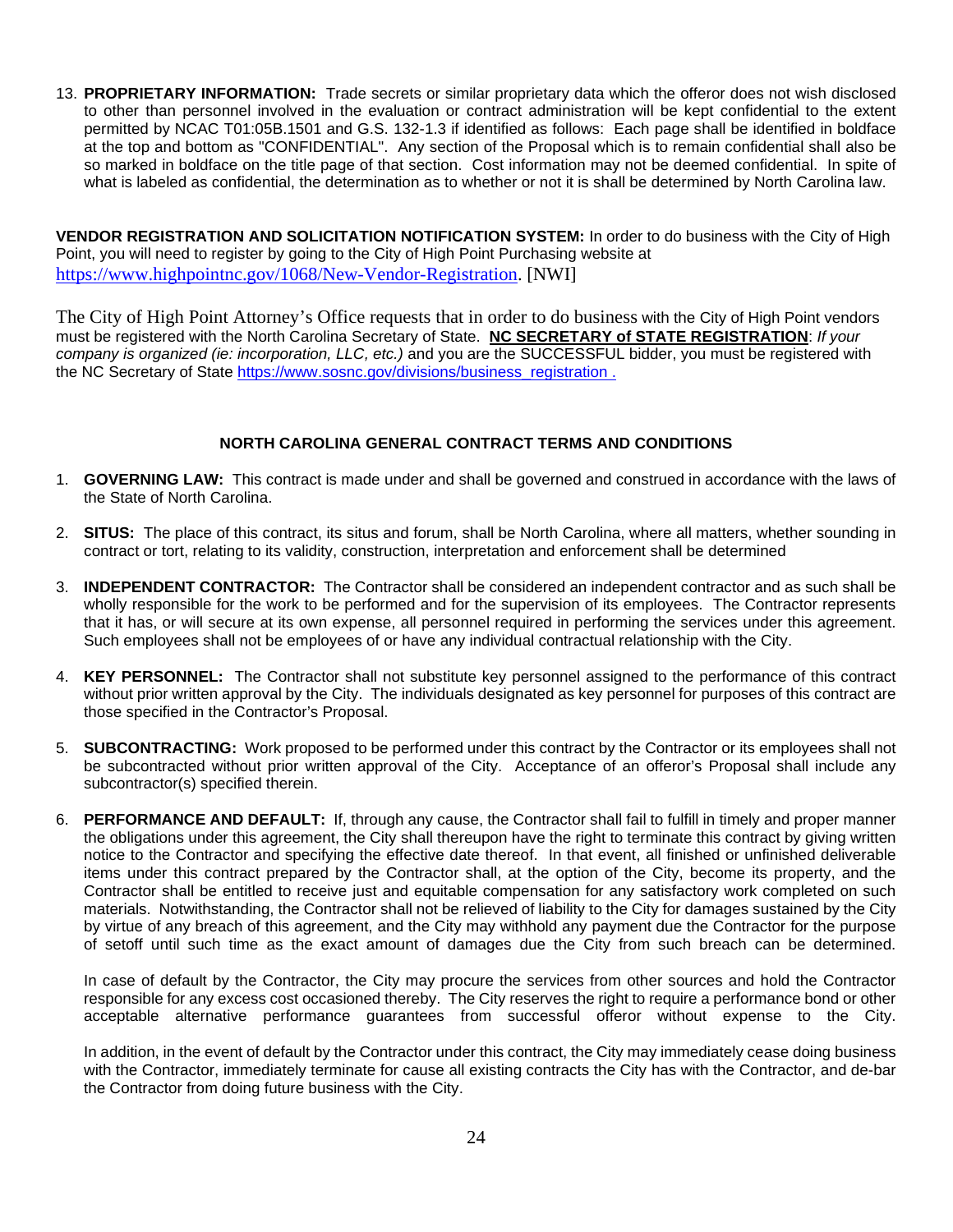13. **PROPRIETARY INFORMATION:** Trade secrets or similar proprietary data which the offeror does not wish disclosed to other than personnel involved in the evaluation or contract administration will be kept confidential to the extent permitted by NCAC T01:05B.1501 and G.S. 132-1.3 if identified as follows: Each page shall be identified in boldface at the top and bottom as "CONFIDENTIAL". Any section of the Proposal which is to remain confidential shall also be so marked in boldface on the title page of that section. Cost information may not be deemed confidential. In spite of what is labeled as confidential, the determination as to whether or not it is shall be determined by North Carolina law.

**VENDOR REGISTRATION AND SOLICITATION NOTIFICATION SYSTEM:** In order to do business with the City of High Point, you will need to register by going to the City of High Point Purchasing website at https://www.highpointnc.gov/1068/New-Vendor-Registration. [NWI]

The City of High Point Attorney's Office requests that in order to do business with the City of High Point vendors must be registered with the North Carolina Secretary of State. **NC SECRETARY of STATE REGISTRATION**: *If your company is organized (ie: incorporation, LLC, etc.)* and you are the SUCCESSFUL bidder, you must be registered with the NC Secretary of State https://www.sosnc.gov/divisions/business_registration .

## NORTH CAROLINA GENERAL CONTRACT TERMS AND CONDITIONS

1. **GOVERNING LAW:** This contract is made under and shall be governed and construed in accordance with the laws of the State of North Carolina.

2. **SITUS:** The place of this contract, its situs and forum, shall be North Carolina, where all matters, whether sounding in contract or tort, relating to its validity, construction, interpretation and enforcement shall be determined

3. **INDEPENDENT CONTRACTOR:** The Contractor shall be considered an independent contractor and as such shall be wholly responsible for the work to be performed and for the supervision of its employees. The Contractor represents that it has, or will secure at its own expense, all personnel required in performing the services under this agreement. Such employees shall not be employees of or have any individual contractual relationship with the City.

4. **KEY PERSONNEL:** The Contractor shall not substitute key personnel assigned to the performance of this contract without prior written approval by the City. The individuals designated as key personnel for purposes of this contract are those specified in the Contractor's Proposal.

5. **SUBCONTRACTING:** Work proposed to be performed under this contract by the Contractor or its employees shall not be subcontracted without prior written approval of the City. Acceptance of an offeror's Proposal shall include any subcontractor(s) specified therein.

6. **PERFORMANCE AND DEFAULT:** If, through any cause, the Contractor shall fail to fulfill in timely and proper manner the obligations under this agreement, the City shall thereupon have the right to terminate this contract by giving written notice to the Contractor and specifying the effective date thereof. In that event, all finished or unfinished deliverable items under this contract prepared by the Contractor shall, at the option of the City, become its property, and the Contractor shall be entitled to receive just and equitable compensation for any satisfactory work completed on such materials. Notwithstanding, the Contractor shall not be relieved of liability to the City for damages sustained by the City by virtue of any breach of this agreement, and the City may withhold any payment due the Contractor for the purpose of setoff until such time as the exact amount of damages due the City from such breach can be determined.

   In case of default by the Contractor, the City may procure the services from other sources and hold the Contractor responsible for any excess cost occasioned thereby. The City reserves the right to require a performance bond or other acceptable alternative performance guarantees from successful offeror without expense to the City.

   In addition, in the event of default by the Contractor under this contract, the City may immediately cease doing business with the Contractor, immediately terminate for cause all existing contracts the City has with the Contractor, and de-bar the Contractor from doing future business with the City.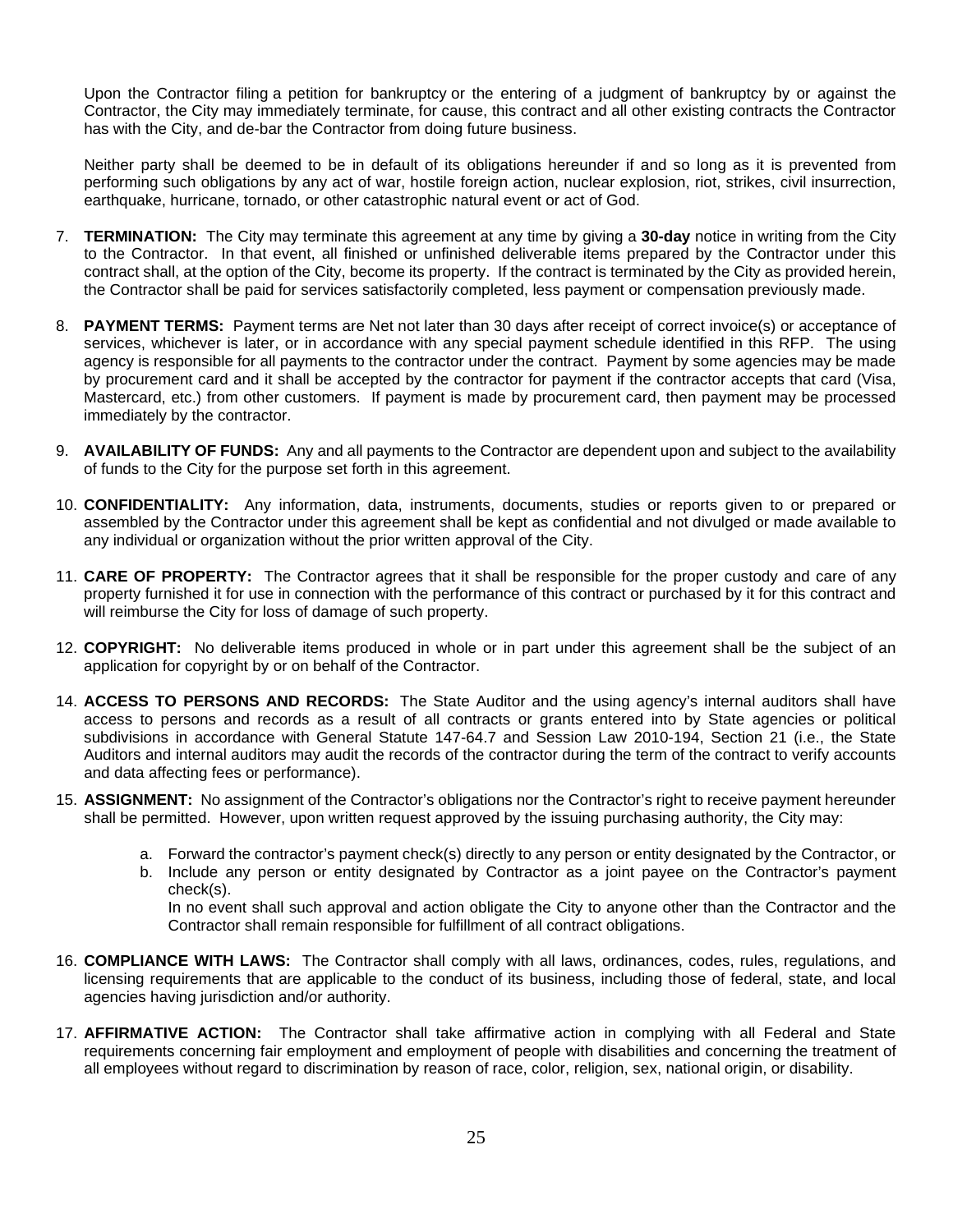Upon the Contractor filing a petition for bankruptcy or the entering of a judgment of bankruptcy by or against the Contractor, the City may immediately terminate, for cause, this contract and all other existing contracts the Contractor has with the City, and de-bar the Contractor from doing future business.

Neither party shall be deemed to be in default of its obligations hereunder if and so long as it is prevented from performing such obligations by any act of war, hostile foreign action, nuclear explosion, riot, strikes, civil insurrection, earthquake, hurricane, tornado, or other catastrophic natural event or act of God.

7. **TERMINATION:** The City may terminate this agreement at any time by giving a **30-day** notice in writing from the City to the Contractor. In that event, all finished or unfinished deliverable items prepared by the Contractor under this contract shall, at the option of the City, become its property. If the contract is terminated by the City as provided herein, the Contractor shall be paid for services satisfactorily completed, less payment or compensation previously made.

8. **PAYMENT TERMS:** Payment terms are Net not later than 30 days after receipt of correct invoice(s) or acceptance of services, whichever is later, or in accordance with any special payment schedule identified in this RFP. The using agency is responsible for all payments to the contractor under the contract. Payment by some agencies may be made by procurement card and it shall be accepted by the contractor for payment if the contractor accepts that card (Visa, Mastercard, etc.) from other customers. If payment is made by procurement card, then payment may be processed immediately by the contractor.

9. **AVAILABILITY OF FUNDS:** Any and all payments to the Contractor are dependent upon and subject to the availability of funds to the City for the purpose set forth in this agreement.

10. **CONFIDENTIALITY:** Any information, data, instruments, documents, studies or reports given to or prepared or assembled by the Contractor under this agreement shall be kept as confidential and not divulged or made available to any individual or organization without the prior written approval of the City.

11. **CARE OF PROPERTY:** The Contractor agrees that it shall be responsible for the proper custody and care of any property furnished it for use in connection with the performance of this contract or purchased by it for this contract and will reimburse the City for loss of damage of such property.

12. **COPYRIGHT:** No deliverable items produced in whole or in part under this agreement shall be the subject of an application for copyright by or on behalf of the Contractor.

14. **ACCESS TO PERSONS AND RECORDS:** The State Auditor and the using agency's internal auditors shall have access to persons and records as a result of all contracts or grants entered into by State agencies or political subdivisions in accordance with General Statute 147-64.7 and Session Law 2010-194, Section 21 (i.e., the State Auditors and internal auditors may audit the records of the contractor during the term of the contract to verify accounts and data affecting fees or performance).

15. **ASSIGNMENT:** No assignment of the Contractor's obligations nor the Contractor's right to receive payment hereunder shall be permitted. However, upon written request approved by the issuing purchasing authority, the City may:

    a. Forward the contractor's payment check(s) directly to any person or entity designated by the Contractor, or
    b. Include any person or entity designated by Contractor as a joint payee on the Contractor's payment check(s).

    In no event shall such approval and action obligate the City to anyone other than the Contractor and the Contractor shall remain responsible for fulfillment of all contract obligations.

16. **COMPLIANCE WITH LAWS:** The Contractor shall comply with all laws, ordinances, codes, rules, regulations, and licensing requirements that are applicable to the conduct of its business, including those of federal, state, and local agencies having jurisdiction and/or authority.

17. **AFFIRMATIVE ACTION:** The Contractor shall take affirmative action in complying with all Federal and State requirements concerning fair employment and employment of people with disabilities and concerning the treatment of all employees without regard to discrimination by reason of race, color, religion, sex, national origin, or disability.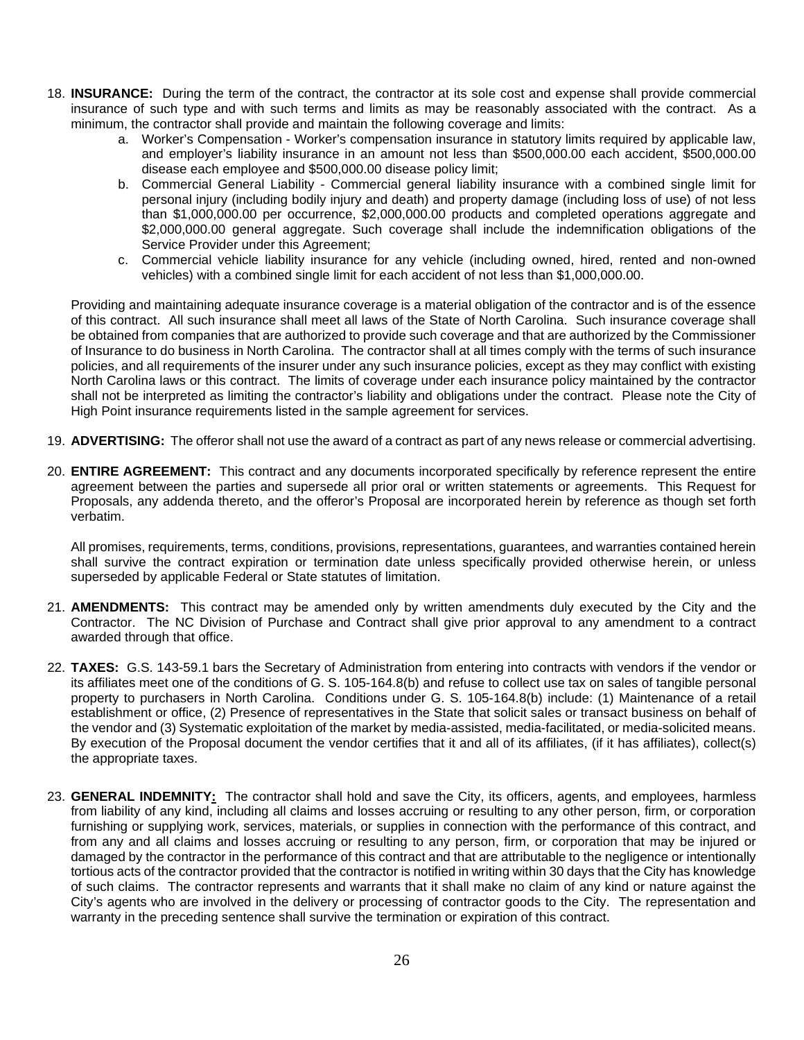18. **INSURANCE:** During the term of the contract, the contractor at its sole cost and expense shall provide commercial insurance of such type and with such terms and limits as may be reasonably associated with the contract. As a minimum, the contractor shall provide and maintain the following coverage and limits:
    a. Worker's Compensation - Worker's compensation insurance in statutory limits required by applicable law, and employer's liability insurance in an amount not less than $500,000.00 each accident, $500,000.00 disease each employee and $500,000.00 disease policy limit;
    b. Commercial General Liability - Commercial general liability insurance with a combined single limit for personal injury (including bodily injury and death) and property damage (including loss of use) of not less than $1,000,000.00 per occurrence, $2,000,000.00 products and completed operations aggregate and $2,000,000.00 general aggregate. Such coverage shall include the indemnification obligations of the Service Provider under this Agreement;
    c. Commercial vehicle liability insurance for any vehicle (including owned, hired, rented and non-owned vehicles) with a combined single limit for each accident of not less than $1,000,000.00.

    Providing and maintaining adequate insurance coverage is a material obligation of the contractor and is of the essence of this contract. All such insurance shall meet all laws of the State of North Carolina. Such insurance coverage shall be obtained from companies that are authorized to provide such coverage and that are authorized by the Commissioner of Insurance to do business in North Carolina. The contractor shall at all times comply with the terms of such insurance policies, and all requirements of the insurer under any such insurance policies, except as they may conflict with existing North Carolina laws or this contract. The limits of coverage under each insurance policy maintained by the contractor shall not be interpreted as limiting the contractor's liability and obligations under the contract. Please note the City of High Point insurance requirements listed in the sample agreement for services.

19. **ADVERTISING:** The offeror shall not use the award of a contract as part of any news release or commercial advertising.

20. **ENTIRE AGREEMENT:** This contract and any documents incorporated specifically by reference represent the entire agreement between the parties and supersede all prior oral or written statements or agreements. This Request for Proposals, any addenda thereto, and the offeror's Proposal are incorporated herein by reference as though set forth verbatim.

    All promises, requirements, terms, conditions, provisions, representations, guarantees, and warranties contained herein shall survive the contract expiration or termination date unless specifically provided otherwise herein, or unless superseded by applicable Federal or State statutes of limitation.

21. **AMENDMENTS:** This contract may be amended only by written amendments duly executed by the City and the Contractor. The NC Division of Purchase and Contract shall give prior approval to any amendment to a contract awarded through that office.

22. **TAXES:** G.S. 143-59.1 bars the Secretary of Administration from entering into contracts with vendors if the vendor or its affiliates meet one of the conditions of G. S. 105-164.8(b) and refuse to collect use tax on sales of tangible personal property to purchasers in North Carolina. Conditions under G. S. 105-164.8(b) include: (1) Maintenance of a retail establishment or office, (2) Presence of representatives in the State that solicit sales or transact business on behalf of the vendor and (3) Systematic exploitation of the market by media-assisted, media-facilitated, or media-solicited means. By execution of the Proposal document the vendor certifies that it and all of its affiliates, (if it has affiliates), collect(s) the appropriate taxes.

23. **GENERAL INDEMNITY:** The contractor shall hold and save the City, its officers, agents, and employees, harmless from liability of any kind, including all claims and losses accruing or resulting to any other person, firm, or corporation furnishing or supplying work, services, materials, or supplies in connection with the performance of this contract, and from any and all claims and losses accruing or resulting to any person, firm, or corporation that may be injured or damaged by the contractor in the performance of this contract and that are attributable to the negligence or intentionally tortious acts of the contractor provided that the contractor is notified in writing within 30 days that the City has knowledge of such claims. The contractor represents and warrants that it shall make no claim of any kind or nature against the City's agents who are involved in the delivery or processing of contractor goods to the City. The representation and warranty in the preceding sentence shall survive the termination or expiration of this contract.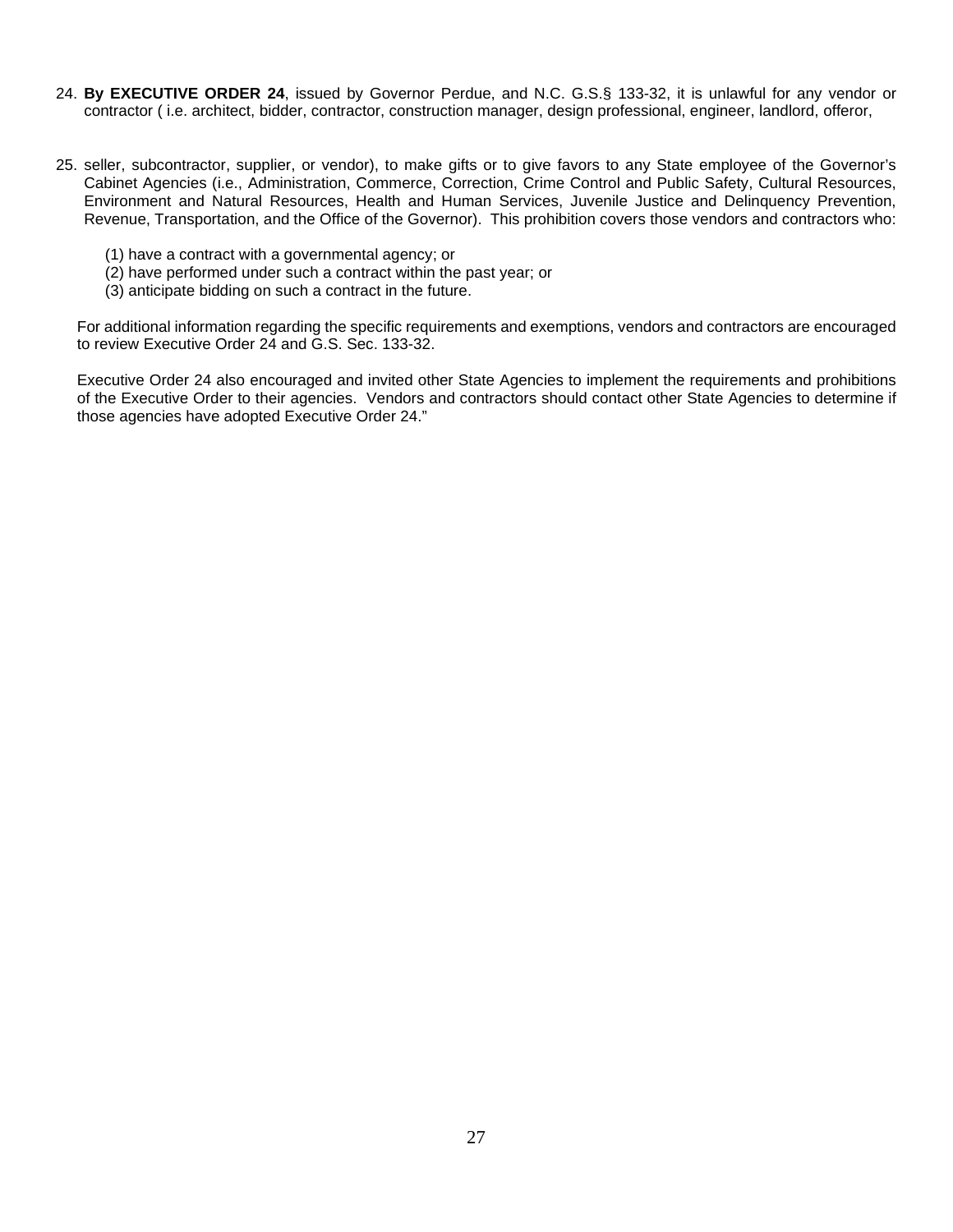24. **By EXECUTIVE ORDER 24**, issued by Governor Perdue, and N.C. G.S.§ 133-32, it is unlawful for any vendor or contractor ( i.e. architect, bidder, contractor, construction manager, design professional, engineer, landlord, offeror,

25. seller, subcontractor, supplier, or vendor), to make gifts or to give favors to any State employee of the Governor's Cabinet Agencies (i.e., Administration, Commerce, Correction, Crime Control and Public Safety, Cultural Resources, Environment and Natural Resources, Health and Human Services, Juvenile Justice and Delinquency Prevention, Revenue, Transportation, and the Office of the Governor). This prohibition covers those vendors and contractors who:

    (1) have a contract with a governmental agency; or
    (2) have performed under such a contract within the past year; or
    (3) anticipate bidding on such a contract in the future.

    For additional information regarding the specific requirements and exemptions, vendors and contractors are encouraged to review Executive Order 24 and G.S. Sec. 133-32.

    Executive Order 24 also encouraged and invited other State Agencies to implement the requirements and prohibitions of the Executive Order to their agencies. Vendors and contractors should contact other State Agencies to determine if those agencies have adopted Executive Order 24."